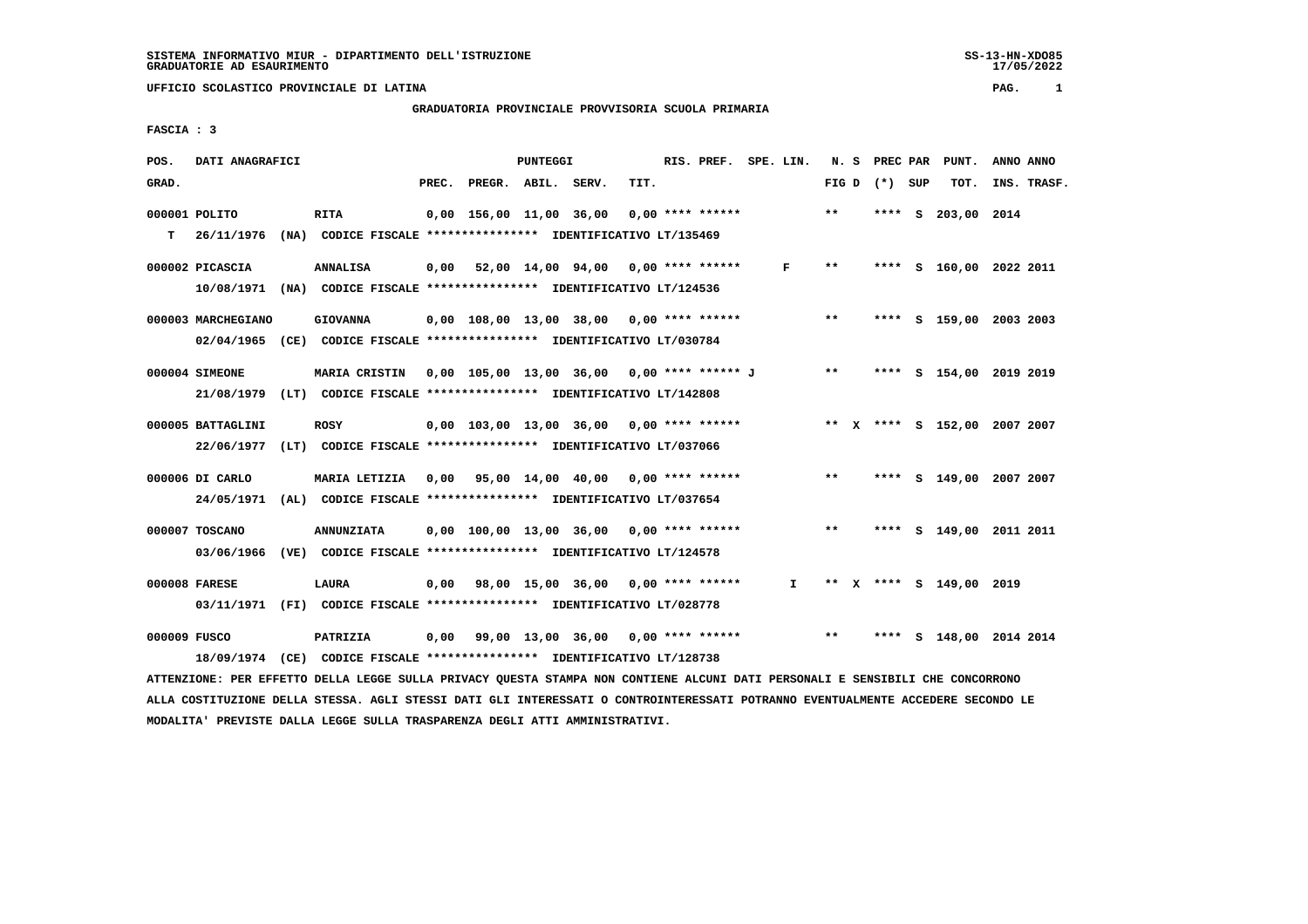SISTEMA INFORMATIVO MIUR - DIPARTIMENTO DELL'ISTRUZIONE
GRADUATORIE AD ESAURIMENTO

UFFICIO SCOLASTICO PROVINCIALE DI LATINA

GRADUATORIA PROVINCIALE PROVVISORIA SCUOLA PRIMARIA

FASCIA : 3

| POS. GRAD. | DATI ANAGRAFICI | | PREC. | PREGR. | ABIL. | SERV. | TIT. | RIS. PREF. | SPE. LIN. | N. S FIG D | PREC PAR (*) | SUP | PUNT. TOT. | ANNO INS. | ANNO TRASF. |
|---|---|---|---|---|---|---|---|---|---|---|---|---|---|---|---|
| 000001 | POLITO | RITA | 0,00 | 156,00 | 11,00 | 36,00 | 0,00 | **** ****** | | ** | **** | S | 203,00 | 2014 | |
| T | 26/11/1976 (NA) CODICE FISCALE **************** IDENTIFICATIVO LT/135469 | | | | | | | | | | | | | | |
| 000002 | PICASCIA | ANNALISA | 0,00 | 52,00 | 14,00 | 94,00 | 0,00 | **** ****** | F | ** | **** | S | 160,00 | 2022 | 2011 |
| | 10/08/1971 (NA) CODICE FISCALE **************** IDENTIFICATIVO LT/124536 | | | | | | | | | | | | | | |
| 000003 | MARCHEGIANO | GIOVANNA | 0,00 | 108,00 | 13,00 | 38,00 | 0,00 | **** ****** | | ** | **** | S | 159,00 | 2003 | 2003 |
| | 02/04/1965 (CE) CODICE FISCALE **************** IDENTIFICATIVO LT/030784 | | | | | | | | | | | | | | |
| 000004 | SIMEONE | MARIA CRISTIN | 0,00 | 105,00 | 13,00 | 36,00 | 0,00 | **** ****** J | | ** | **** | S | 154,00 | 2019 | 2019 |
| | 21/08/1979 (LT) CODICE FISCALE **************** IDENTIFICATIVO LT/142808 | | | | | | | | | | | | | | |
| 000005 | BATTAGLINI | ROSY | 0,00 | 103,00 | 13,00 | 36,00 | 0,00 | **** ****** | | ** X | **** | S | 152,00 | 2007 | 2007 |
| | 22/06/1977 (LT) CODICE FISCALE **************** IDENTIFICATIVO LT/037066 | | | | | | | | | | | | | | |
| 000006 | DI CARLO | MARIA LETIZIA | 0,00 | 95,00 | 14,00 | 40,00 | 0,00 | **** ****** | | ** | **** | S | 149,00 | 2007 | 2007 |
| | 24/05/1971 (AL) CODICE FISCALE **************** IDENTIFICATIVO LT/037654 | | | | | | | | | | | | | | |
| 000007 | TOSCANO | ANNUNZIATA | 0,00 | 100,00 | 13,00 | 36,00 | 0,00 | **** ****** | | ** | **** | S | 149,00 | 2011 | 2011 |
| | 03/06/1966 (VE) CODICE FISCALE **************** IDENTIFICATIVO LT/124578 | | | | | | | | | | | | | | |
| 000008 | FARESE | LAURA | 0,00 | 98,00 | 15,00 | 36,00 | 0,00 | **** ****** | I | ** X | **** | S | 149,00 | 2019 | |
| | 03/11/1971 (FI) CODICE FISCALE **************** IDENTIFICATIVO LT/028778 | | | | | | | | | | | | | | |
| 000009 | FUSCO | PATRIZIA | 0,00 | 99,00 | 13,00 | 36,00 | 0,00 | **** ****** | | ** | **** | S | 148,00 | 2014 | 2014 |
| | 18/09/1974 (CE) CODICE FISCALE **************** IDENTIFICATIVO LT/128738 | | | | | | | | | | | | | | |

ATTENZIONE: PER EFFETTO DELLA LEGGE SULLA PRIVACY QUESTA STAMPA NON CONTIENE ALCUNI DATI PERSONALI E SENSIBILI CHE CONCORRONO ALLA COSTITUZIONE DELLA STESSA. AGLI STESSI DATI GLI INTERESSATI O CONTROINTERESSATI POTRANNO EVENTUALMENTE ACCEDERE SECONDO LE MODALITA' PREVISTE DALLA LEGGE SULLA TRASPARENZA DEGLI ATTI AMMINISTRATIVI.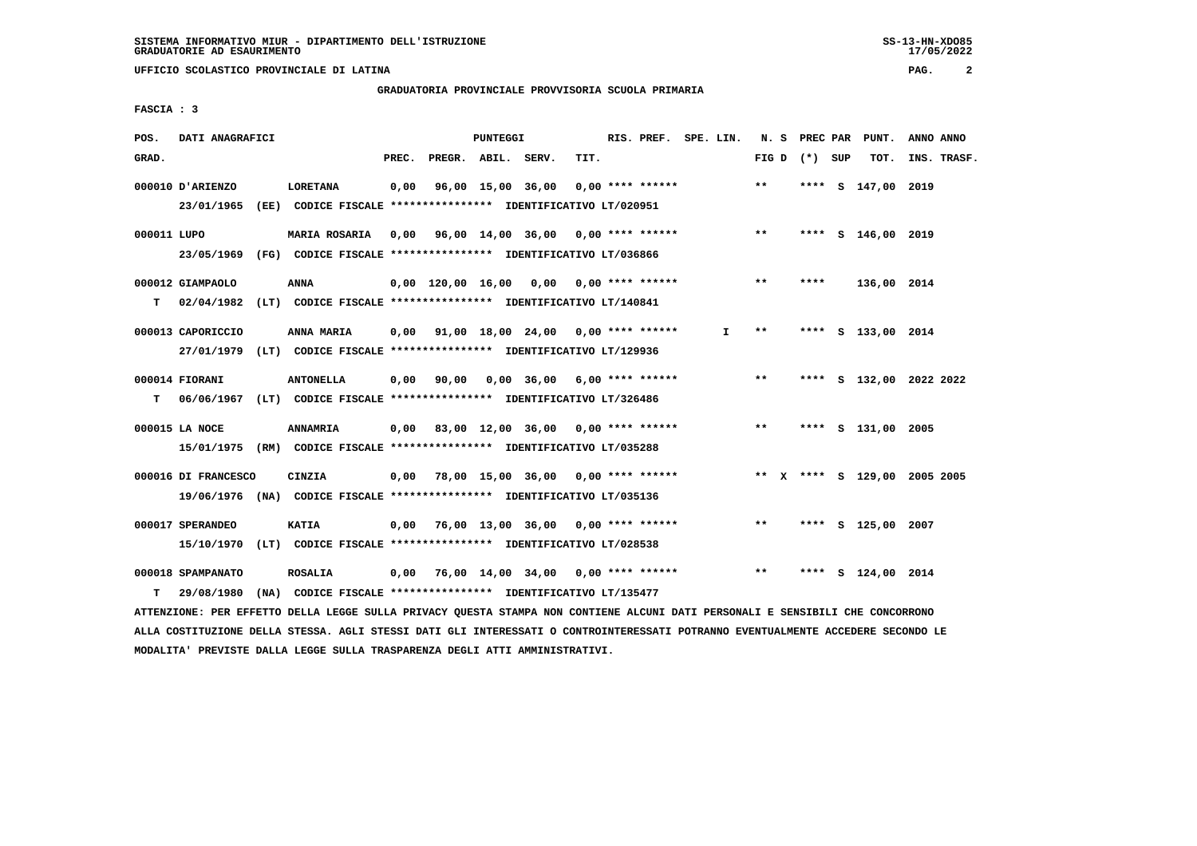SISTEMA INFORMATIVO MIUR - DIPARTIMENTO DELL'ISTRUZIONE
GRADUATORIE AD ESAURIMENTO

UFFICIO SCOLASTICO PROVINCIALE DI LATINA

## GRADUATORIA PROVINCIALE PROVVISORIA SCUOLA PRIMARIA

FASCIA : 3

| POS. GRAD. | DATI ANAGRAFICI | | PREC. | PREGR. | ABIL. | SERV. | TIT. | RIS. PREF. | SPE. LIN. | N. S FIG D | PREC PAR (*) SUP | PUNT. TOT. | ANNO INS. | ANNO TRASF. |
|---|---|---|---|---|---|---|---|---|---|---|---|---|---|---|
| 000010 | D'ARIENZO 23/01/1965 (EE) CODICE FISCALE **************** IDENTIFICATIVO LT/020951 | LORETANA | 0,00 | 96,00 | 15,00 | 36,00 | 0,00 | **** ****** | | ** | **** S | 147,00 | 2019 | |
| 000011 | LUPO 23/05/1969 (FG) CODICE FISCALE **************** IDENTIFICATIVO LT/036866 | MARIA ROSARIA | 0,00 | 96,00 | 14,00 | 36,00 | 0,00 | **** ****** | | ** | **** S | 146,00 | 2019 | |
| 000012 | GIAMPAOLO T 02/04/1982 (LT) CODICE FISCALE **************** IDENTIFICATIVO LT/140841 | ANNA | 0,00 | 120,00 | 16,00 | 0,00 | 0,00 | **** ****** | | ** | **** | 136,00 | 2014 | |
| 000013 | CAPORICCIO 27/01/1979 (LT) CODICE FISCALE **************** IDENTIFICATIVO LT/129936 | ANNA MARIA | 0,00 | 91,00 | 18,00 | 24,00 | 0,00 | **** ****** | I | ** | **** S | 133,00 | 2014 | |
| 000014 | FIORANI T 06/06/1967 (LT) CODICE FISCALE **************** IDENTIFICATIVO LT/326486 | ANTONELLA | 0,00 | 90,00 | 0,00 | 36,00 | 6,00 | **** ****** | | ** | **** S | 132,00 | 2022 | 2022 |
| 000015 | LA NOCE 15/01/1975 (RM) CODICE FISCALE **************** IDENTIFICATIVO LT/035288 | ANNAMRIA | 0,00 | 83,00 | 12,00 | 36,00 | 0,00 | **** ****** | | ** | **** S | 131,00 | 2005 | |
| 000016 | DI FRANCESCO 19/06/1976 (NA) CODICE FISCALE **************** IDENTIFICATIVO LT/035136 | CINZIA | 0,00 | 78,00 | 15,00 | 36,00 | 0,00 | **** ****** | | ** X | **** S | 129,00 | 2005 | 2005 |
| 000017 | SPERANDEO 15/10/1970 (LT) CODICE FISCALE **************** IDENTIFICATIVO LT/028538 | KATIA | 0,00 | 76,00 | 13,00 | 36,00 | 0,00 | **** ****** | | ** | **** S | 125,00 | 2007 | |
| 000018 | SPAMPANATO T 29/08/1980 (NA) CODICE FISCALE **************** IDENTIFICATIVO LT/135477 | ROSALIA | 0,00 | 76,00 | 14,00 | 34,00 | 0,00 | **** ****** | | ** | **** S | 124,00 | 2014 | |

ATTENZIONE: PER EFFETTO DELLA LEGGE SULLA PRIVACY QUESTA STAMPA NON CONTIENE ALCUNI DATI PERSONALI E SENSIBILI CHE CONCORRONO ALLA COSTITUZIONE DELLA STESSA. AGLI STESSI DATI GLI INTERESSATI O CONTROINTERESSATI POTRANNO EVENTUALMENTE ACCEDERE SECONDO LE MODALITA' PREVISTE DALLA LEGGE SULLA TRASPARENZA DEGLI ATTI AMMINISTRATIVI.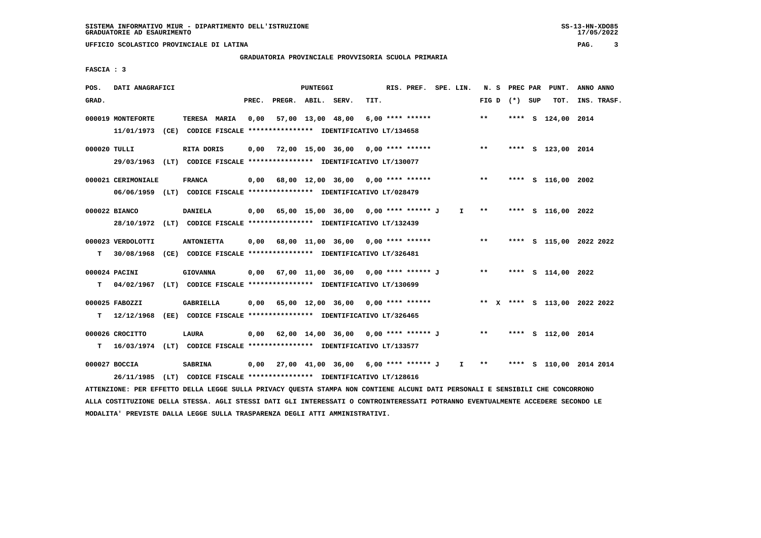SISTEMA INFORMATIVO MIUR - DIPARTIMENTO DELL'ISTRUZIONE
GRADUATORIE AD ESAURIMENTO

UFFICIO SCOLASTICO PROVINCIALE DI LATINA

GRADUATORIA PROVINCIALE PROVVISORIA SCUOLA PRIMARIA

FASCIA : 3

| POS. GRAD. | DATI ANAGRAFICI | | PREC. | PREGR. | ABIL. | SERV. | TIT. | RIS. PREF. | SPE. LIN. | N. S FIG D | PREC PAR (*) SUP | PUNT. TOT. | ANNO INS. | ANNO TRASF. |
|---|---|---|---|---|---|---|---|---|---|---|---|---|---|---|
| 000019 | MONTEFORTE | TERESA MARIA | 0,00 | 57,00 | 13,00 | 48,00 | 6,00 | **** ****** | | ** | **** S | 124,00 | 2014 | |
| | 11/01/1973 (CE) CODICE FISCALE **************** IDENTIFICATIVO LT/134658 | | | | | | | | | | | | | |
| 000020 | TULLI | RITA DORIS | 0,00 | 72,00 | 15,00 | 36,00 | 0,00 | **** ****** | | ** | **** S | 123,00 | 2014 | |
| | 29/03/1963 (LT) CODICE FISCALE **************** IDENTIFICATIVO LT/130077 | | | | | | | | | | | | | |
| 000021 | CERIMONIALE | FRANCA | 0,00 | 68,00 | 12,00 | 36,00 | 0,00 | **** ****** | | ** | **** S | 116,00 | 2002 | |
| | 06/06/1959 (LT) CODICE FISCALE **************** IDENTIFICATIVO LT/028479 | | | | | | | | | | | | | |
| 000022 | BIANCO | DANIELA | 0,00 | 65,00 | 15,00 | 36,00 | 0,00 | **** ****** J | I | ** | **** S | 116,00 | 2022 | |
| | 28/10/1972 (LT) CODICE FISCALE **************** IDENTIFICATIVO LT/132439 | | | | | | | | | | | | | |
| 000023 | VERDOLOTTI | ANTONIETTA | 0,00 | 68,00 | 11,00 | 36,00 | 0,00 | **** ****** | | ** | **** S | 115,00 | 2022 | 2022 |
| T | 30/08/1968 (CE) CODICE FISCALE **************** IDENTIFICATIVO LT/326481 | | | | | | | | | | | | | |
| 000024 | PACINI | GIOVANNA | 0,00 | 67,00 | 11,00 | 36,00 | 0,00 | **** ****** J | | ** | **** S | 114,00 | 2022 | |
| T | 04/02/1967 (LT) CODICE FISCALE **************** IDENTIFICATIVO LT/130699 | | | | | | | | | | | | | |
| 000025 | FABOZZI | GABRIELLA | 0,00 | 65,00 | 12,00 | 36,00 | 0,00 | **** ****** | | ** X | **** S | 113,00 | 2022 | 2022 |
| T | 12/12/1968 (EE) CODICE FISCALE **************** IDENTIFICATIVO LT/326465 | | | | | | | | | | | | | |
| 000026 | CROCITTO | LAURA | 0,00 | 62,00 | 14,00 | 36,00 | 0,00 | **** ****** J | | ** | **** S | 112,00 | 2014 | |
| T | 16/03/1974 (LT) CODICE FISCALE **************** IDENTIFICATIVO LT/133577 | | | | | | | | | | | | | |
| 000027 | BOCCIA | SABRINA | 0,00 | 27,00 | 41,00 | 36,00 | 6,00 | **** ****** J | I | ** | **** S | 110,00 | 2014 | 2014 |
| | 26/11/1985 (LT) CODICE FISCALE **************** IDENTIFICATIVO LT/128616 | | | | | | | | | | | | | |

ATTENZIONE: PER EFFETTO DELLA LEGGE SULLA PRIVACY QUESTA STAMPA NON CONTIENE ALCUNI DATI PERSONALI E SENSIBILI CHE CONCORRONO ALLA COSTITUZIONE DELLA STESSA. AGLI STESSI DATI GLI INTERESSATI O CONTROINTERESSATI POTRANNO EVENTUALMENTE ACCEDERE SECONDO LE MODALITA' PREVISTE DALLA LEGGE SULLA TRASPARENZA DEGLI ATTI AMMINISTRATIVI.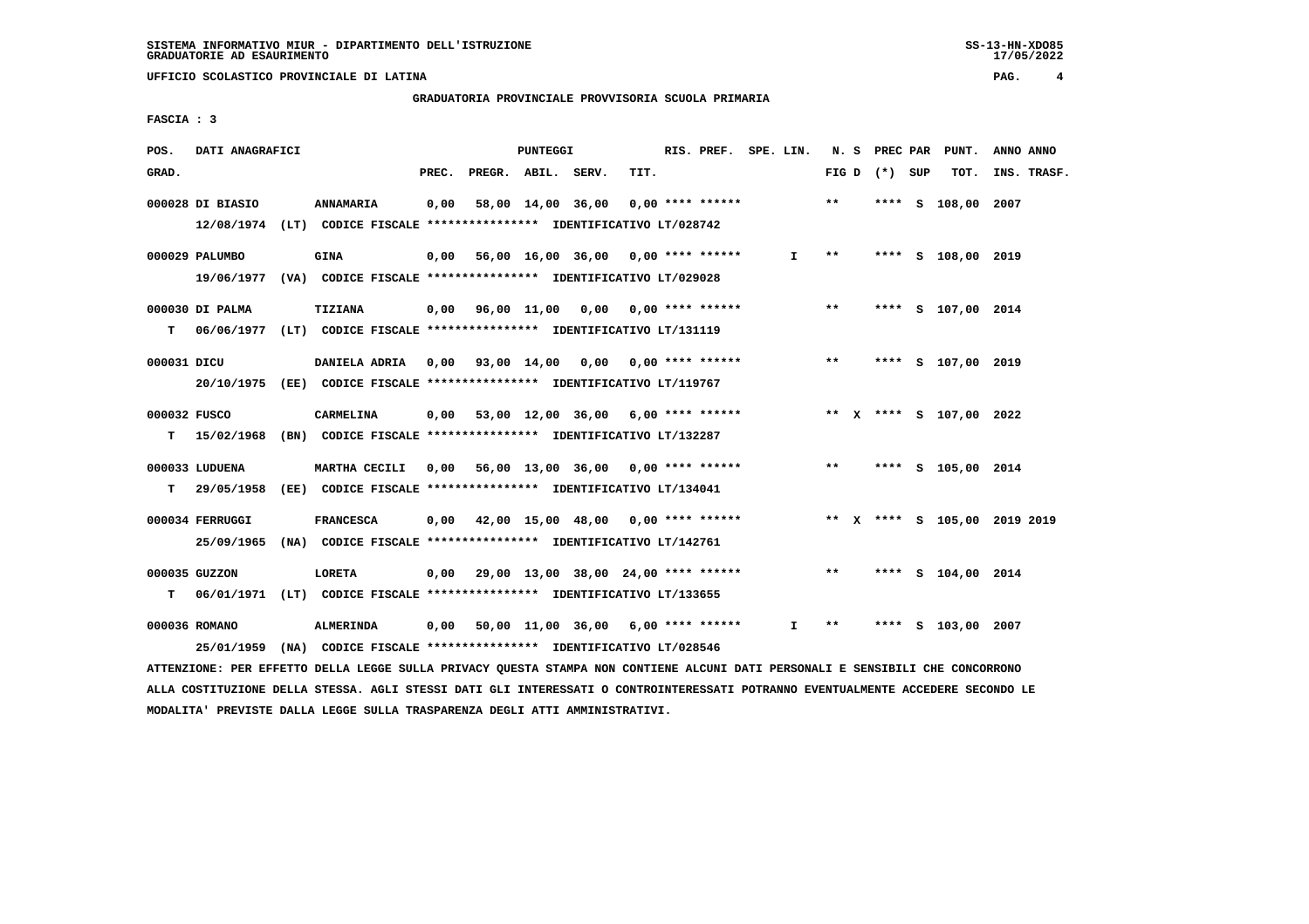UFFICIO SCOLASTICO PROVINCIALE DI LATINA

GRADUATORIA PROVINCIALE PROVVISORIA SCUOLA PRIMARIA

FASCIA : 3

| POS. GRAD. | DATI ANAGRAFICI | | PREC. | PREGR. | ABIL. | SERV. | TIT. | RIS. PREF. | SPE. LIN. | N. S FIG D | PREC PAR (*) SUP | PUNT. TOT. | ANNO INS. | ANNO TRASF. |
|---|---|---|---|---|---|---|---|---|---|---|---|---|---|---|
| 000028 | DI BIASIO | ANNAMARIA | 0,00 | 58,00 | 14,00 | 36,00 | 0,00 | **** ****** | | ** | **** S | 108,00 | 2007 | |
| | 12/08/1974 (LT) CODICE FISCALE **************** IDENTIFICATIVO LT/028742 | | | | | | | | | | | | | |
| 000029 | PALUMBO | GINA | 0,00 | 56,00 | 16,00 | 36,00 | 0,00 | **** ****** | I | ** | **** S | 108,00 | 2019 | |
| | 19/06/1977 (VA) CODICE FISCALE **************** IDENTIFICATIVO LT/029028 | | | | | | | | | | | | | |
| 000030 | DI PALMA | TIZIANA | 0,00 | 96,00 | 11,00 | 0,00 | 0,00 | **** ****** | | ** | **** S | 107,00 | 2014 | |
| T | 06/06/1977 (LT) CODICE FISCALE **************** IDENTIFICATIVO LT/131119 | | | | | | | | | | | | | |
| 000031 | DICU | DANIELA ADRIA | 0,00 | 93,00 | 14,00 | 0,00 | 0,00 | **** ****** | | ** | **** S | 107,00 | 2019 | |
| | 20/10/1975 (EE) CODICE FISCALE **************** IDENTIFICATIVO LT/119767 | | | | | | | | | | | | | |
| 000032 | FUSCO | CARMELINA | 0,00 | 53,00 | 12,00 | 36,00 | 6,00 | **** ****** | | ** X | **** S | 107,00 | 2022 | |
| T | 15/02/1968 (BN) CODICE FISCALE **************** IDENTIFICATIVO LT/132287 | | | | | | | | | | | | | |
| 000033 | LUDUENA | MARTHA CECILI | 0,00 | 56,00 | 13,00 | 36,00 | 0,00 | **** ****** | | ** | **** S | 105,00 | 2014 | |
| T | 29/05/1958 (EE) CODICE FISCALE **************** IDENTIFICATIVO LT/134041 | | | | | | | | | | | | | |
| 000034 | FERRUGGI | FRANCESCA | 0,00 | 42,00 | 15,00 | 48,00 | 0,00 | **** ****** | | ** X | **** S | 105,00 | 2019 | 2019 |
| | 25/09/1965 (NA) CODICE FISCALE **************** IDENTIFICATIVO LT/142761 | | | | | | | | | | | | | |
| 000035 | GUZZON | LORETA | 0,00 | 29,00 | 13,00 | 38,00 | 24,00 | **** ****** | | ** | **** S | 104,00 | 2014 | |
| T | 06/01/1971 (LT) CODICE FISCALE **************** IDENTIFICATIVO LT/133655 | | | | | | | | | | | | | |
| 000036 | ROMANO | ALMERINDA | 0,00 | 50,00 | 11,00 | 36,00 | 6,00 | **** ****** | I | ** | **** S | 103,00 | 2007 | |
| | 25/01/1959 (NA) CODICE FISCALE **************** IDENTIFICATIVO LT/028546 | | | | | | | | | | | | | |

ATTENZIONE: PER EFFETTO DELLA LEGGE SULLA PRIVACY QUESTA STAMPA NON CONTIENE ALCUNI DATI PERSONALI E SENSIBILI CHE CONCORRONO ALLA COSTITUZIONE DELLA STESSA. AGLI STESSI DATI GLI INTERESSATI O CONTROINTERESSATI POTRANNO EVENTUALMENTE ACCEDERE SECONDO LE MODALITA' PREVISTE DALLA LEGGE SULLA TRASPARENZA DEGLI ATTI AMMINISTRATIVI.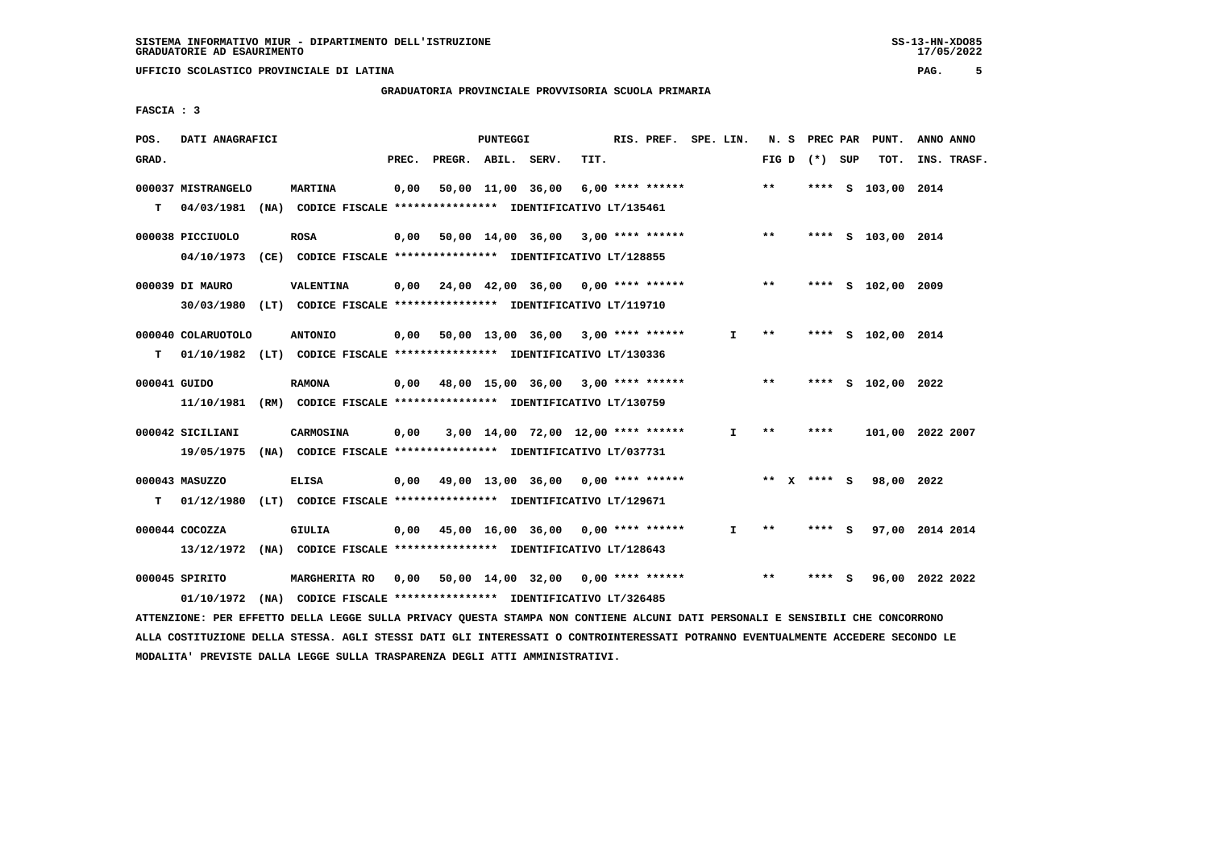SISTEMA INFORMATIVO MIUR - DIPARTIMENTO DELL'ISTRUZIONE
GRADUATORIE AD ESAURIMENTO

UFFICIO SCOLASTICO PROVINCIALE DI LATINA

GRADUATORIA PROVINCIALE PROVVISORIA SCUOLA PRIMARIA

FASCIA : 3

| POS. GRAD. | DATI ANAGRAFICI | | PREC. | PREGR. | ABIL. | SERV. | TIT. | RIS. PREF. | SPE. LIN. | N. S FIG D | PREC PAR (*) SUP | PUNT. TOT. | ANNO INS. | ANNO TRASF. |
|---|---|---|---|---|---|---|---|---|---|---|---|---|---|---|
| 000037 | MISTRANGELO | MARTINA | 0,00 | 50,00 | 11,00 | 36,00 | 6,00 | **** ****** | | ** | **** S | 103,00 | 2014 | |
| T | 04/03/1981 (NA) CODICE FISCALE **************** IDENTIFICATIVO LT/135461 | | | | | | | | | | | | | |
| 000038 | PICCIUOLO | ROSA | 0,00 | 50,00 | 14,00 | 36,00 | 3,00 | **** ****** | | ** | **** S | 103,00 | 2014 | |
| | 04/10/1973 (CE) CODICE FISCALE **************** IDENTIFICATIVO LT/128855 | | | | | | | | | | | | | |
| 000039 | DI MAURO | VALENTINA | 0,00 | 24,00 | 42,00 | 36,00 | 0,00 | **** ****** | | ** | **** S | 102,00 | 2009 | |
| | 30/03/1980 (LT) CODICE FISCALE **************** IDENTIFICATIVO LT/119710 | | | | | | | | | | | | | |
| 000040 | COLARUOTOLO | ANTONIO | 0,00 | 50,00 | 13,00 | 36,00 | 3,00 | **** ****** | I | ** | **** S | 102,00 | 2014 | |
| T | 01/10/1982 (LT) CODICE FISCALE **************** IDENTIFICATIVO LT/130336 | | | | | | | | | | | | | |
| 000041 | GUIDO | RAMONA | 0,00 | 48,00 | 15,00 | 36,00 | 3,00 | **** ****** | | ** | **** S | 102,00 | 2022 | |
| | 11/10/1981 (RM) CODICE FISCALE **************** IDENTIFICATIVO LT/130759 | | | | | | | | | | | | | |
| 000042 | SICILIANI | CARMOSINA | 0,00 | 3,00 | 14,00 | 72,00 | 12,00 | **** ****** | I | ** | **** | 101,00 | 2022 | 2007 |
| | 19/05/1975 (NA) CODICE FISCALE **************** IDENTIFICATIVO LT/037731 | | | | | | | | | | | | | |
| 000043 | MASUZZO | ELISA | 0,00 | 49,00 | 13,00 | 36,00 | 0,00 | **** ****** | | ** X | **** S | 98,00 | 2022 | |
| T | 01/12/1980 (LT) CODICE FISCALE **************** IDENTIFICATIVO LT/129671 | | | | | | | | | | | | | |
| 000044 | COCOZZA | GIULIA | 0,00 | 45,00 | 16,00 | 36,00 | 0,00 | **** ****** | I | ** | **** S | 97,00 | 2014 | 2014 |
| | 13/12/1972 (NA) CODICE FISCALE **************** IDENTIFICATIVO LT/128643 | | | | | | | | | | | | | |
| 000045 | SPIRITO | MARGHERITA RO | 0,00 | 50,00 | 14,00 | 32,00 | 0,00 | **** ****** | | ** | **** S | 96,00 | 2022 | 2022 |
| | 01/10/1972 (NA) CODICE FISCALE **************** IDENTIFICATIVO LT/326485 | | | | | | | | | | | | | |

ATTENZIONE: PER EFFETTO DELLA LEGGE SULLA PRIVACY QUESTA STAMPA NON CONTIENE ALCUNI DATI PERSONALI E SENSIBILI CHE CONCORRONO ALLA COSTITUZIONE DELLA STESSA. AGLI STESSI DATI GLI INTERESSATI O CONTROINTERESSATI POTRANNO EVENTUALMENTE ACCEDERE SECONDO LE MODALITA' PREVISTE DALLA LEGGE SULLA TRASPARENZA DEGLI ATTI AMMINISTRATIVI.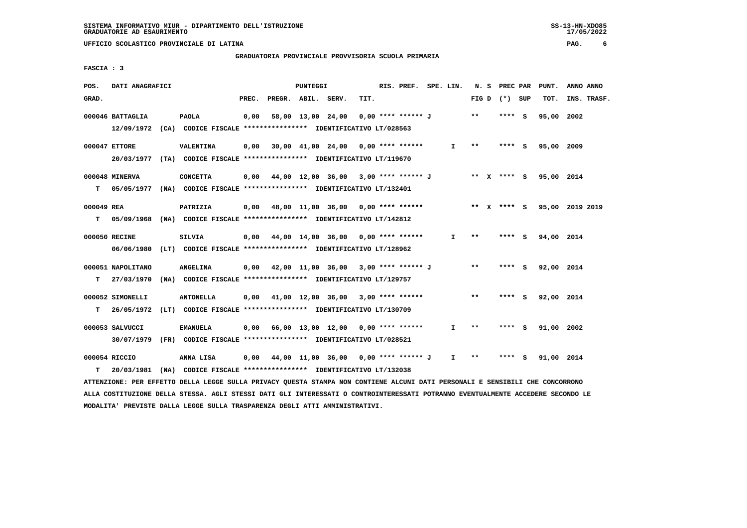SISTEMA INFORMATIVO MIUR - DIPARTIMENTO DELL'ISTRUZIONE
GRADUATORIE AD ESAURIMENTO

UFFICIO SCOLASTICO PROVINCIALE DI LATINA

GRADUATORIA PROVINCIALE PROVVISORIA SCUOLA PRIMARIA

FASCIA : 3

| POS. GRAD. | DATI ANAGRAFICI | | PREC. | PREGR. | ABIL. | SERV. | TIT. | RIS. PREF. | SPE. LIN. | N. S FIG D | PREC PAR (*) SUP | PUNT. TOT. | ANNO ANNO INS. TRASF. |
|---|---|---|---|---|---|---|---|---|---|---|---|---|---|
| 000046 | BATTAGLIA 12/09/1972 (CA) CODICE FISCALE **************** IDENTIFICATIVO LT/028563 | PAOLA | 0,00 | 58,00 | 13,00 | 24,00 | 0,00 | **** ****** J | | ** | **** S | 95,00 | 2002 |
| 000047 | ETTORE 20/03/1977 (TA) CODICE FISCALE **************** IDENTIFICATIVO LT/119670 | VALENTINA | 0,00 | 30,00 | 41,00 | 24,00 | 0,00 | **** ****** | I | ** | **** S | 95,00 | 2009 |
| 000048 T | MINERVA 05/05/1977 (NA) CODICE FISCALE **************** IDENTIFICATIVO LT/132401 | CONCETTA | 0,00 | 44,00 | 12,00 | 36,00 | 3,00 | **** ****** J | | ** X | **** S | 95,00 | 2014 |
| 000049 T | REA 05/09/1968 (NA) CODICE FISCALE **************** IDENTIFICATIVO LT/142812 | PATRIZIA | 0,00 | 48,00 | 11,00 | 36,00 | 0,00 | **** ****** | | ** X | **** S | 95,00 | 2019 2019 |
| 000050 | RECINE 06/06/1980 (LT) CODICE FISCALE **************** IDENTIFICATIVO LT/128962 | SILVIA | 0,00 | 44,00 | 14,00 | 36,00 | 0,00 | **** ****** | I | ** | **** S | 94,00 | 2014 |
| 000051 T | NAPOLITANO 27/03/1970 (NA) CODICE FISCALE **************** IDENTIFICATIVO LT/129757 | ANGELINA | 0,00 | 42,00 | 11,00 | 36,00 | 3,00 | **** ****** J | | ** | **** S | 92,00 | 2014 |
| 000052 T | SIMONELLI 26/05/1972 (LT) CODICE FISCALE **************** IDENTIFICATIVO LT/130709 | ANTONELLA | 0,00 | 41,00 | 12,00 | 36,00 | 3,00 | **** ****** | | ** | **** S | 92,00 | 2014 |
| 000053 | SALVUCCI 30/07/1979 (FR) CODICE FISCALE **************** IDENTIFICATIVO LT/028521 | EMANUELA | 0,00 | 66,00 | 13,00 | 12,00 | 0,00 | **** ****** | I | ** | **** S | 91,00 | 2002 |
| 000054 T | RICCIO 20/03/1981 (NA) CODICE FISCALE **************** IDENTIFICATIVO LT/132038 | ANNA LISA | 0,00 | 44,00 | 11,00 | 36,00 | 0,00 | **** ****** J | I | ** | **** S | 91,00 | 2014 |

ATTENZIONE: PER EFFETTO DELLA LEGGE SULLA PRIVACY QUESTA STAMPA NON CONTIENE ALCUNI DATI PERSONALI E SENSIBILI CHE CONCORRONO ALLA COSTITUZIONE DELLA STESSA. AGLI STESSI DATI GLI INTERESSATI O CONTROINTERESSATI POTRANNO EVENTUALMENTE ACCEDERE SECONDO LE MODALITA' PREVISTE DALLA LEGGE SULLA TRASPARENZA DEGLI ATTI AMMINISTRATIVI.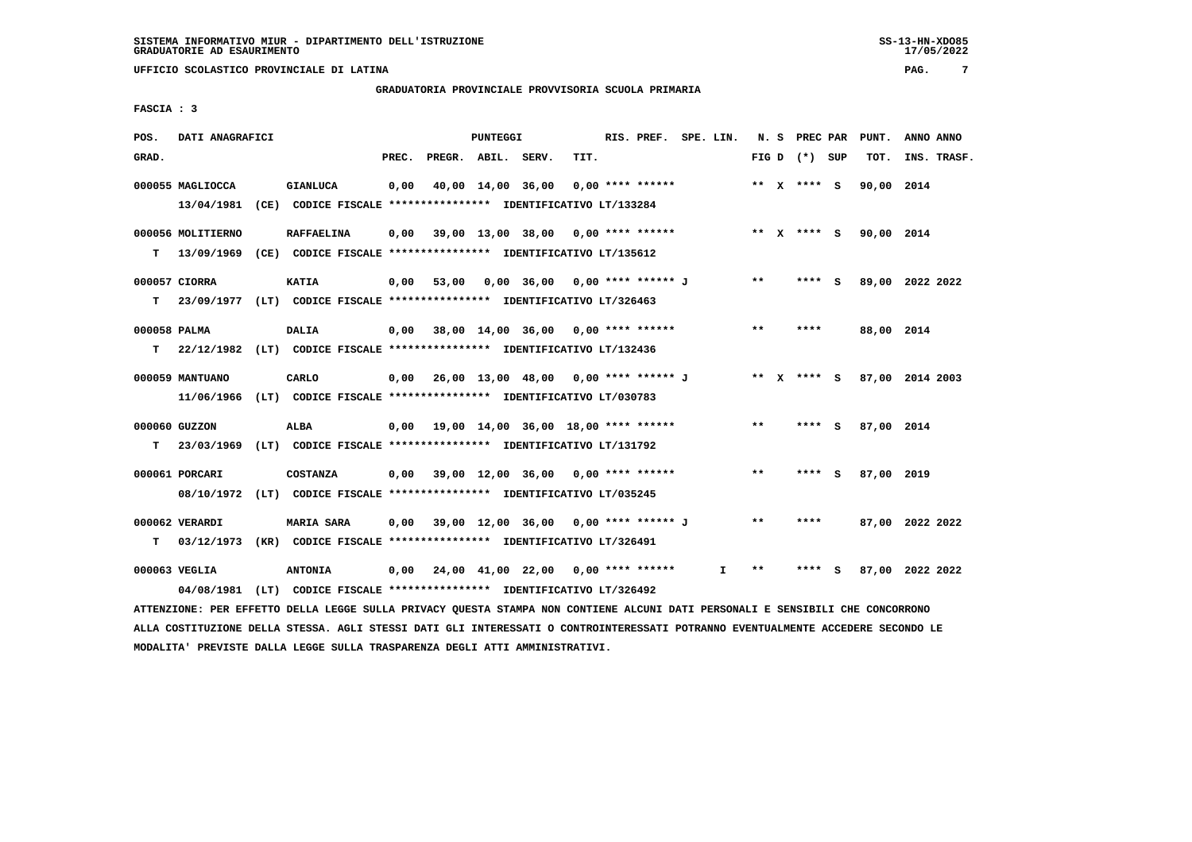SISTEMA INFORMATIVO MIUR - DIPARTIMENTO DELL'ISTRUZIONE
GRADUATORIE AD ESAURIMENTO

UFFICIO SCOLASTICO PROVINCIALE DI LATINA

## GRADUATORIA PROVINCIALE PROVVISORIA SCUOLA PRIMARIA

FASCIA : 3

| POS. GRAD. | DATI ANAGRAFICI | | PREC. | PREGR. | ABIL. | SERV. | TIT. | RIS. PREF. | SPE. LIN. | N. S FIG D | PREC PAR (*) SUP | PUNT. TOT. | ANNO INS. | ANNO TRASF. |
|---|---|---|---|---|---|---|---|---|---|---|---|---|---|---|
| 000055 | MAGLIOCCA | GIANLUCA | 0,00 | 40,00 | 14,00 | 36,00 | 0,00 | **** ****** | | ** X | **** S | 90,00 | 2014 | |
| | 13/04/1981 (CE) CODICE FISCALE **************** IDENTIFICATIVO LT/133284 | | | | | | | | | | | | | |
| 000056 | MOLITIERNO | RAFFAELINA | 0,00 | 39,00 | 13,00 | 38,00 | 0,00 | **** ****** | | ** X | **** S | 90,00 | 2014 | |
| T | 13/09/1969 (CE) CODICE FISCALE **************** IDENTIFICATIVO LT/135612 | | | | | | | | | | | | | |
| 000057 | CIORRA | KATIA | 0,00 | 53,00 | 0,00 | 36,00 | 0,00 | **** ****** J | | ** | **** S | 89,00 | 2022 | 2022 |
| T | 23/09/1977 (LT) CODICE FISCALE **************** IDENTIFICATIVO LT/326463 | | | | | | | | | | | | | |
| 000058 | PALMA | DALIA | 0,00 | 38,00 | 14,00 | 36,00 | 0,00 | **** ****** | | ** | **** | 88,00 | 2014 | |
| T | 22/12/1982 (LT) CODICE FISCALE **************** IDENTIFICATIVO LT/132436 | | | | | | | | | | | | | |
| 000059 | MANTUANO | CARLO | 0,00 | 26,00 | 13,00 | 48,00 | 0,00 | **** ****** J | | ** X | **** S | 87,00 | 2014 | 2003 |
| | 11/06/1966 (LT) CODICE FISCALE **************** IDENTIFICATIVO LT/030783 | | | | | | | | | | | | | |
| 000060 | GUZZON | ALBA | 0,00 | 19,00 | 14,00 | 36,00 | 18,00 | **** ****** | | ** | **** S | 87,00 | 2014 | |
| T | 23/03/1969 (LT) CODICE FISCALE **************** IDENTIFICATIVO LT/131792 | | | | | | | | | | | | | |
| 000061 | PORCARI | COSTANZA | 0,00 | 39,00 | 12,00 | 36,00 | 0,00 | **** ****** | | ** | **** S | 87,00 | 2019 | |
| | 08/10/1972 (LT) CODICE FISCALE **************** IDENTIFICATIVO LT/035245 | | | | | | | | | | | | | |
| 000062 | VERARDI | MARIA SARA | 0,00 | 39,00 | 12,00 | 36,00 | 0,00 | **** ****** J | | ** | **** | 87,00 | 2022 | 2022 |
| T | 03/12/1973 (KR) CODICE FISCALE **************** IDENTIFICATIVO LT/326491 | | | | | | | | | | | | | |
| 000063 | VEGLIA | ANTONIA | 0,00 | 24,00 | 41,00 | 22,00 | 0,00 | **** ****** | I | ** | **** S | 87,00 | 2022 | 2022 |
| | 04/08/1981 (LT) CODICE FISCALE **************** IDENTIFICATIVO LT/326492 | | | | | | | | | | | | | |

ATTENZIONE: PER EFFETTO DELLA LEGGE SULLA PRIVACY QUESTA STAMPA NON CONTIENE ALCUNI DATI PERSONALI E SENSIBILI CHE CONCORRONO ALLA COSTITUZIONE DELLA STESSA. AGLI STESSI DATI GLI INTERESSATI O CONTROINTERESSATI POTRANNO EVENTUALMENTE ACCEDERE SECONDO LE MODALITA' PREVISTE DALLA LEGGE SULLA TRASPARENZA DEGLI ATTI AMMINISTRATIVI.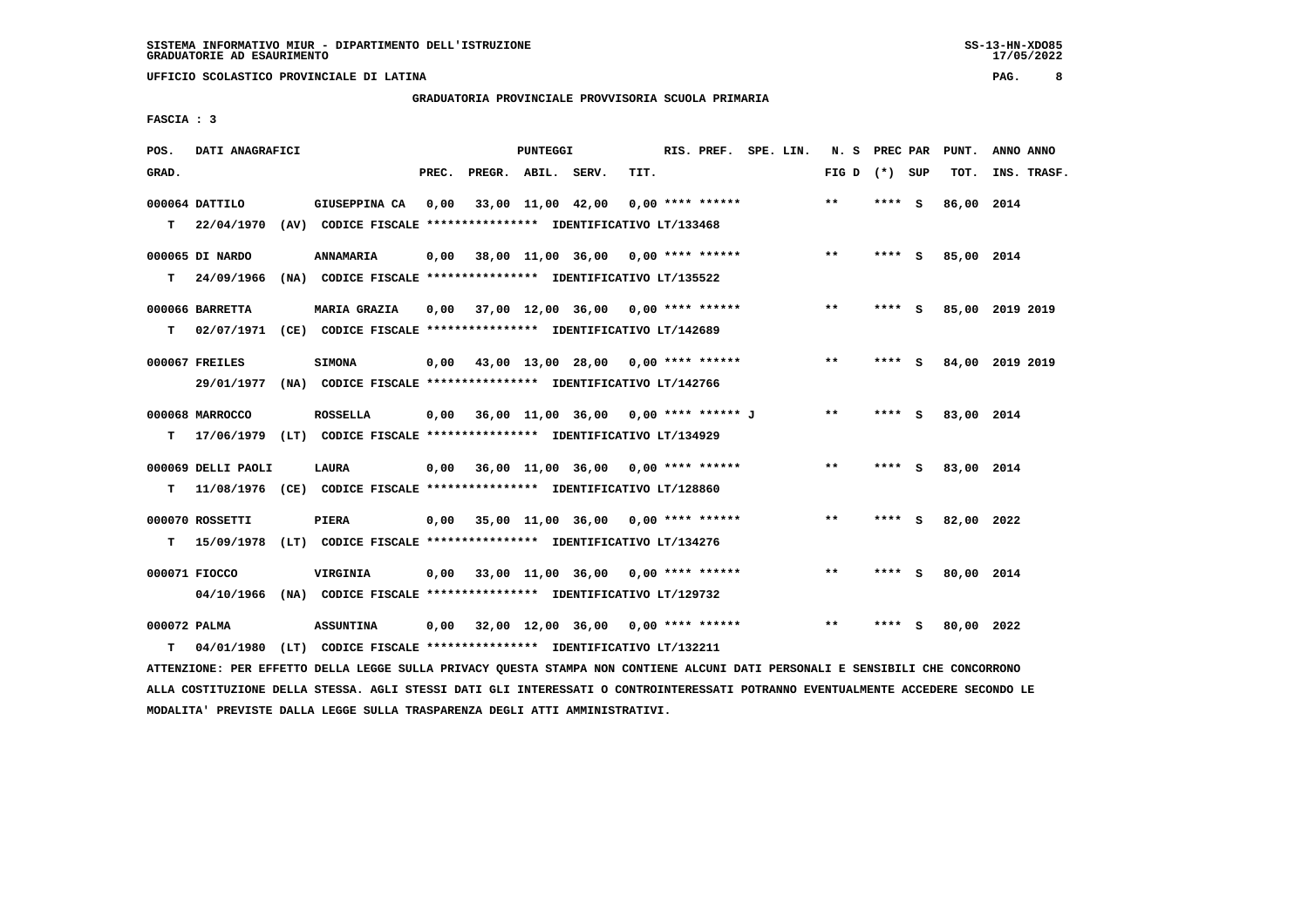SISTEMA INFORMATIVO MIUR - DIPARTIMENTO DELL'ISTRUZIONE
GRADUATORIE AD ESAURIMENTO

UFFICIO SCOLASTICO PROVINCIALE DI LATINA

## GRADUATORIA PROVINCIALE PROVVISORIA SCUOLA PRIMARIA

FASCIA : 3

| POS. GRAD. | DATI ANAGRAFICI | | PREC. | PREGR. | ABIL. | SERV. | TIT. | RIS. PREF. | SPE. LIN. | N. S FIG D | PREC PAR (*) | SUP | PUNT. TOT. | ANNO INS. | ANNO TRASF. |
|---|---|---|---|---|---|---|---|---|---|---|---|---|---|---|---|
| 000064 | DATTILO | GIUSEPPINA CA | 0,00 | 33,00 | 11,00 | 42,00 | 0,00 | **** ****** | | ** | **** | S | 86,00 | 2014 | |
| T | 22/04/1970 (AV) | CODICE FISCALE **************** IDENTIFICATIVO LT/133468 | | | | | | | | | | | | | |
| 000065 | DI NARDO | ANNAMARIA | 0,00 | 38,00 | 11,00 | 36,00 | 0,00 | **** ****** | | ** | **** | S | 85,00 | 2014 | |
| T | 24/09/1966 (NA) | CODICE FISCALE **************** IDENTIFICATIVO LT/135522 | | | | | | | | | | | | | |
| 000066 | BARRETTA | MARIA GRAZIA | 0,00 | 37,00 | 12,00 | 36,00 | 0,00 | **** ****** | | ** | **** | S | 85,00 | 2019 | 2019 |
| T | 02/07/1971 (CE) | CODICE FISCALE **************** IDENTIFICATIVO LT/142689 | | | | | | | | | | | | | |
| 000067 | FREILES | SIMONA | 0,00 | 43,00 | 13,00 | 28,00 | 0,00 | **** ****** | | ** | **** | S | 84,00 | 2019 | 2019 |
| | 29/01/1977 (NA) | CODICE FISCALE **************** IDENTIFICATIVO LT/142766 | | | | | | | | | | | | | |
| 000068 | MARROCCO | ROSSELLA | 0,00 | 36,00 | 11,00 | 36,00 | 0,00 | **** ****** J | | ** | **** | S | 83,00 | 2014 | |
| T | 17/06/1979 (LT) | CODICE FISCALE **************** IDENTIFICATIVO LT/134929 | | | | | | | | | | | | | |
| 000069 | DELLI PAOLI | LAURA | 0,00 | 36,00 | 11,00 | 36,00 | 0,00 | **** ****** | | ** | **** | S | 83,00 | 2014 | |
| T | 11/08/1976 (CE) | CODICE FISCALE **************** IDENTIFICATIVO LT/128860 | | | | | | | | | | | | | |
| 000070 | ROSSETTI | PIERA | 0,00 | 35,00 | 11,00 | 36,00 | 0,00 | **** ****** | | ** | **** | S | 82,00 | 2022 | |
| T | 15/09/1978 (LT) | CODICE FISCALE **************** IDENTIFICATIVO LT/134276 | | | | | | | | | | | | | |
| 000071 | FIOCCO | VIRGINIA | 0,00 | 33,00 | 11,00 | 36,00 | 0,00 | **** ****** | | ** | **** | S | 80,00 | 2014 | |
| | 04/10/1966 (NA) | CODICE FISCALE **************** IDENTIFICATIVO LT/129732 | | | | | | | | | | | | | |
| 000072 | PALMA | ASSUNTINA | 0,00 | 32,00 | 12,00 | 36,00 | 0,00 | **** ****** | | ** | **** | S | 80,00 | 2022 | |
| T | 04/01/1980 (LT) | CODICE FISCALE **************** IDENTIFICATIVO LT/132211 | | | | | | | | | | | | | |

ATTENZIONE: PER EFFETTO DELLA LEGGE SULLA PRIVACY QUESTA STAMPA NON CONTIENE ALCUNI DATI PERSONALI E SENSIBILI CHE CONCORRONO ALLA COSTITUZIONE DELLA STESSA. AGLI STESSI DATI GLI INTERESSATI O CONTROINTERESSATI POTRANNO EVENTUALMENTE ACCEDERE SECONDO LE MODALITA' PREVISTE DALLA LEGGE SULLA TRASPARENZA DEGLI ATTI AMMINISTRATIVI.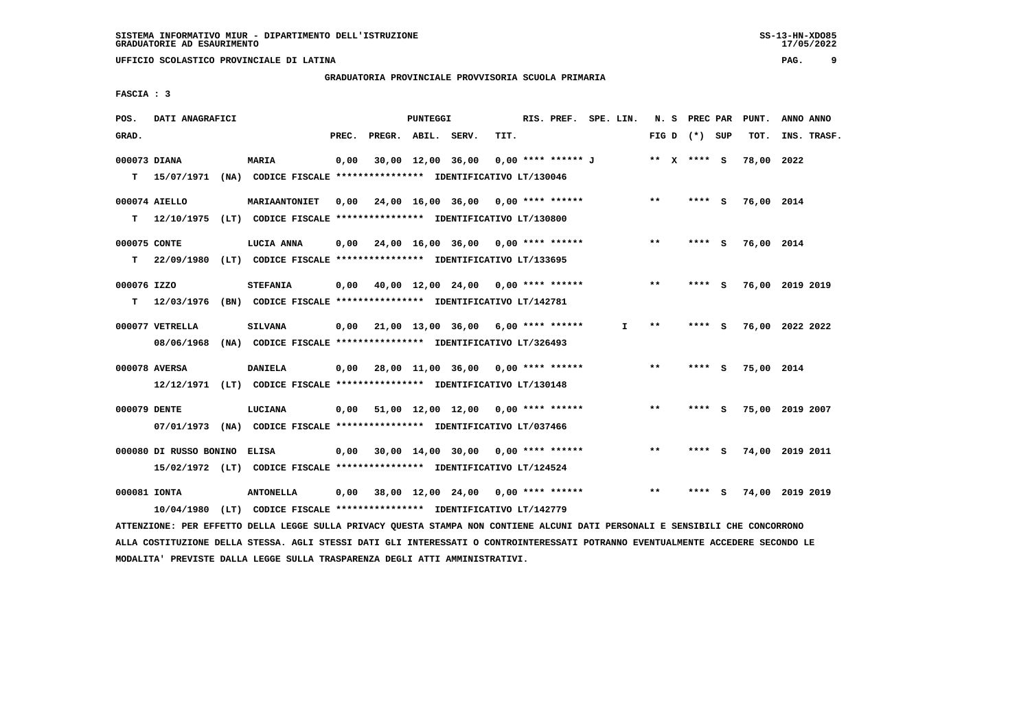SISTEMA INFORMATIVO MIUR - DIPARTIMENTO DELL'ISTRUZIONE
GRADUATORIE AD ESAURIMENTO

UFFICIO SCOLASTICO PROVINCIALE DI LATINA

GRADUATORIA PROVINCIALE PROVVISORIA SCUOLA PRIMARIA

FASCIA : 3

| POS. GRAD. | DATI ANAGRAFICI | | PREC. | PREGR. | ABIL. | SERV. | TIT. | RIS. PREF. | SPE. LIN. | N. S FIG D | PREC PAR (*) SUP | PUNT. TOT. | ANNO ANNO INS. TRASF. |
|---|---|---|---|---|---|---|---|---|---|---|---|---|---|
| 000073 DIANA | MARIA | | 0,00 | 30,00 | 12,00 | 36,00 | 0,00 | **** ****** J | | ** X | **** S | 78,00 | 2022 |
| T | 15/07/1971 (NA) CODICE FISCALE **************** IDENTIFICATIVO LT/130046 | | | | | | | | | | | | |
| 000074 AIELLO | MARIAANTONIET | | 0,00 | 24,00 | 16,00 | 36,00 | 0,00 | **** ****** | | ** | **** S | 76,00 | 2014 |
| T | 12/10/1975 (LT) CODICE FISCALE **************** IDENTIFICATIVO LT/130800 | | | | | | | | | | | | |
| 000075 CONTE | LUCIA ANNA | | 0,00 | 24,00 | 16,00 | 36,00 | 0,00 | **** ****** | | ** | **** S | 76,00 | 2014 |
| T | 22/09/1980 (LT) CODICE FISCALE **************** IDENTIFICATIVO LT/133695 | | | | | | | | | | | | |
| 000076 IZZO | STEFANIA | | 0,00 | 40,00 | 12,00 | 24,00 | 0,00 | **** ****** | | ** | **** S | 76,00 | 2019 2019 |
| T | 12/03/1976 (BN) CODICE FISCALE **************** IDENTIFICATIVO LT/142781 | | | | | | | | | | | | |
| 000077 VETRELLA | SILVANA | | 0,00 | 21,00 | 13,00 | 36,00 | 6,00 | **** ****** | I | ** | **** S | 76,00 | 2022 2022 |
| | 08/06/1968 (NA) CODICE FISCALE **************** IDENTIFICATIVO LT/326493 | | | | | | | | | | | | |
| 000078 AVERSA | DANIELA | | 0,00 | 28,00 | 11,00 | 36,00 | 0,00 | **** ****** | | ** | **** S | 75,00 | 2014 |
| | 12/12/1971 (LT) CODICE FISCALE **************** IDENTIFICATIVO LT/130148 | | | | | | | | | | | | |
| 000079 DENTE | LUCIANA | | 0,00 | 51,00 | 12,00 | 12,00 | 0,00 | **** ****** | | ** | **** S | 75,00 | 2019 2007 |
| | 07/01/1973 (NA) CODICE FISCALE **************** IDENTIFICATIVO LT/037466 | | | | | | | | | | | | |
| 000080 DI RUSSO BONINO | ELISA | | 0,00 | 30,00 | 14,00 | 30,00 | 0,00 | **** ****** | | ** | **** S | 74,00 | 2019 2011 |
| | 15/02/1972 (LT) CODICE FISCALE **************** IDENTIFICATIVO LT/124524 | | | | | | | | | | | | |
| 000081 IONTA | ANTONELLA | | 0,00 | 38,00 | 12,00 | 24,00 | 0,00 | **** ****** | | ** | **** S | 74,00 | 2019 2019 |
| | 10/04/1980 (LT) CODICE FISCALE **************** IDENTIFICATIVO LT/142779 | | | | | | | | | | | | |

ATTENZIONE: PER EFFETTO DELLA LEGGE SULLA PRIVACY QUESTA STAMPA NON CONTIENE ALCUNI DATI PERSONALI E SENSIBILI CHE CONCORRONO ALLA COSTITUZIONE DELLA STESSA. AGLI STESSI DATI GLI INTERESSATI O CONTROINTERESSATI POTRANNO EVENTUALMENTE ACCEDERE SECONDO LE MODALITA' PREVISTE DALLA LEGGE SULLA TRASPARENZA DEGLI ATTI AMMINISTRATIVI.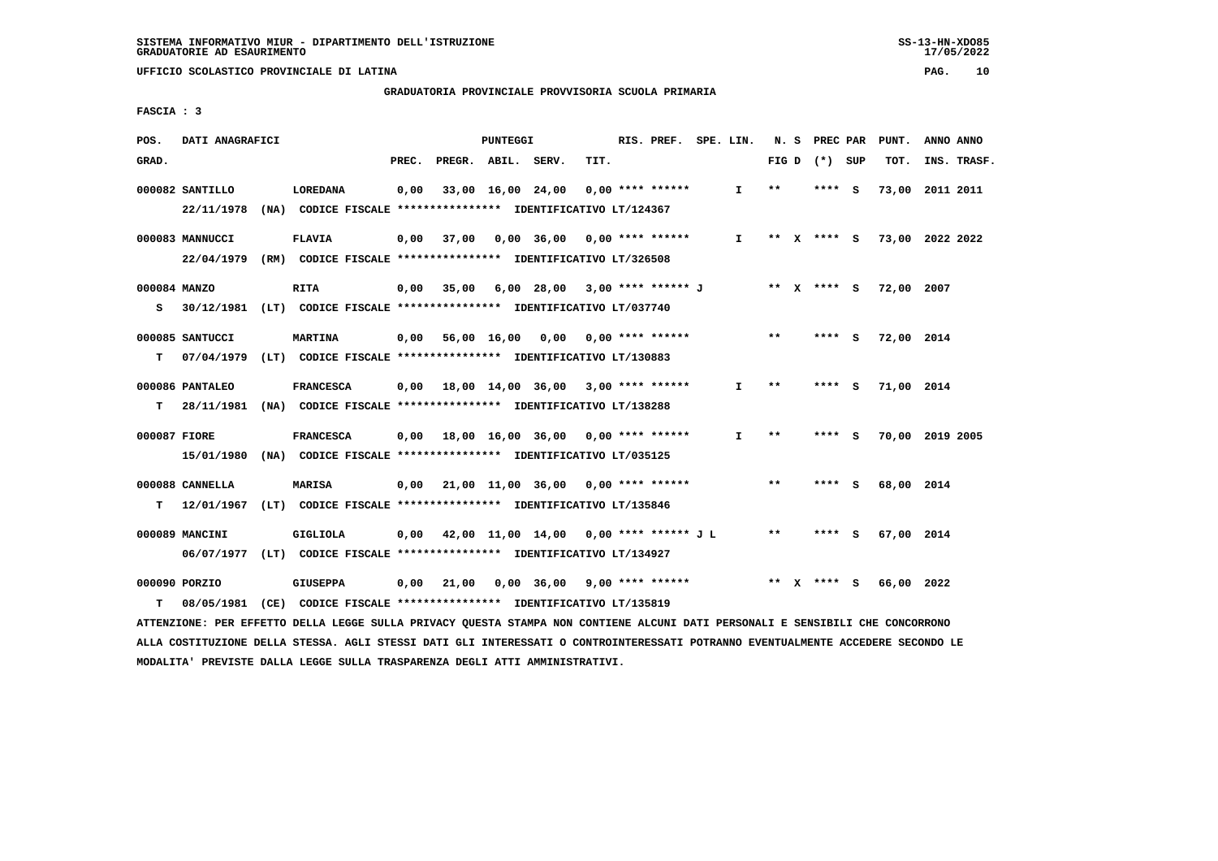SISTEMA INFORMATIVO MIUR - DIPARTIMENTO DELL'ISTRUZIONE
GRADUATORIE AD ESAURIMENTO

UFFICIO SCOLASTICO PROVINCIALE DI LATINA

GRADUATORIA PROVINCIALE PROVVISORIA SCUOLA PRIMARIA

FASCIA : 3

| POS. GRAD. | DATI ANAGRAFICI | | PREC. | PREGR. | ABIL. | SERV. | TIT. | RIS. PREF. | SPE. LIN. | N. S FIG D | PREC PAR (*) | SUP | PUNT. TOT. | ANNO INS. | ANNO TRASF. |
|---|---|---|---|---|---|---|---|---|---|---|---|---|---|---|---|
| 000082 | SANTILLO | LOREDANA | 0,00 | 33,00 | 16,00 | 24,00 | 0,00 | **** ****** | I | ** | **** | S | 73,00 | 2011 | 2011 |
| | 22/11/1978 (NA) | CODICE FISCALE **************** IDENTIFICATIVO LT/124367 | | | | | | | | | | | | | |
| 000083 | MANNUCCI | FLAVIA | 0,00 | 37,00 | 0,00 | 36,00 | 0,00 | **** ****** | I | ** X | **** | S | 73,00 | 2022 | 2022 |
| | 22/04/1979 (RM) | CODICE FISCALE **************** IDENTIFICATIVO LT/326508 | | | | | | | | | | | | | |
| 000084 | MANZO | RITA | 0,00 | 35,00 | 6,00 | 28,00 | 3,00 | **** ****** J | | ** X | **** | S | 72,00 | 2007 | |
| S | 30/12/1981 (LT) | CODICE FISCALE **************** IDENTIFICATIVO LT/037740 | | | | | | | | | | | | | |
| 000085 | SANTUCCI | MARTINA | 0,00 | 56,00 | 16,00 | 0,00 | 0,00 | **** ****** | | ** | **** | S | 72,00 | 2014 | |
| T | 07/04/1979 (LT) | CODICE FISCALE **************** IDENTIFICATIVO LT/130883 | | | | | | | | | | | | | |
| 000086 | PANTALEO | FRANCESCA | 0,00 | 18,00 | 14,00 | 36,00 | 3,00 | **** ****** | I | ** | **** | S | 71,00 | 2014 | |
| T | 28/11/1981 (NA) | CODICE FISCALE **************** IDENTIFICATIVO LT/138288 | | | | | | | | | | | | | |
| 000087 | FIORE | FRANCESCA | 0,00 | 18,00 | 16,00 | 36,00 | 0,00 | **** ****** | I | ** | **** | S | 70,00 | 2019 | 2005 |
| | 15/01/1980 (NA) | CODICE FISCALE **************** IDENTIFICATIVO LT/035125 | | | | | | | | | | | | | |
| 000088 | CANNELLA | MARISA | 0,00 | 21,00 | 11,00 | 36,00 | 0,00 | **** ****** | | ** | **** | S | 68,00 | 2014 | |
| T | 12/01/1967 (LT) | CODICE FISCALE **************** IDENTIFICATIVO LT/135846 | | | | | | | | | | | | | |
| 000089 | MANCINI | GIGLIOLA | 0,00 | 42,00 | 11,00 | 14,00 | 0,00 | **** ****** J L | | ** | **** | S | 67,00 | 2014 | |
| | 06/07/1977 (LT) | CODICE FISCALE **************** IDENTIFICATIVO LT/134927 | | | | | | | | | | | | | |
| 000090 | PORZIO | GIUSEPPA | 0,00 | 21,00 | 0,00 | 36,00 | 9,00 | **** ****** | | ** X | **** | S | 66,00 | 2022 | |
| T | 08/05/1981 (CE) | CODICE FISCALE **************** IDENTIFICATIVO LT/135819 | | | | | | | | | | | | | |

ATTENZIONE: PER EFFETTO DELLA LEGGE SULLA PRIVACY QUESTA STAMPA NON CONTIENE ALCUNI DATI PERSONALI E SENSIBILI CHE CONCORRONO ALLA COSTITUZIONE DELLA STESSA. AGLI STESSI DATI GLI INTERESSATI O CONTROINTERESSATI POTRANNO EVENTUALMENTE ACCEDERE SECONDO LE MODALITA' PREVISTE DALLA LEGGE SULLA TRASPARENZA DEGLI ATTI AMMINISTRATIVI.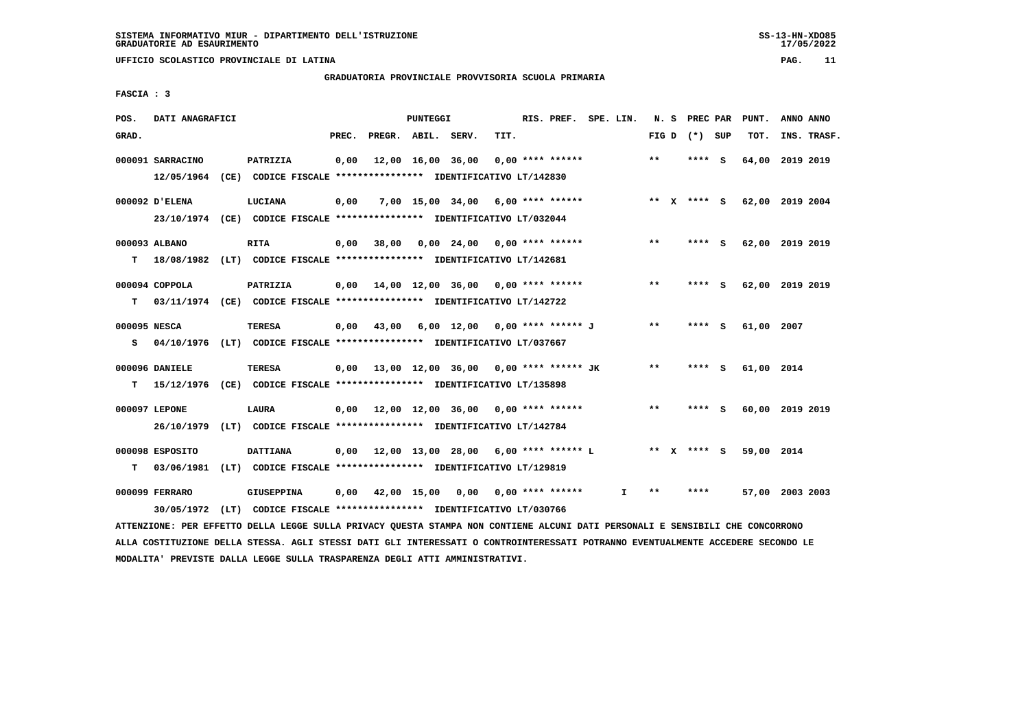SISTEMA INFORMATIVO MIUR - DIPARTIMENTO DELL'ISTRUZIONE
GRADUATORIE AD ESAURIMENTO

UFFICIO SCOLASTICO PROVINCIALE DI LATINA

## GRADUATORIA PROVINCIALE PROVVISORIA SCUOLA PRIMARIA

FASCIA : 3

| POS. GRAD. | DATI ANAGRAFICI | | PREC. | PREGR. | ABIL. | SERV. | TIT. | RIS. PREF. | SPE. LIN. | N. S FIG D | PREC PAR (*) SUP | PUNT. TOT. | ANNO INS. | ANNO TRASF. |
|---|---|---|---|---|---|---|---|---|---|---|---|---|---|---|
| 000091 | SARRACINO | PATRIZIA | 0,00 | 12,00 | 16,00 | 36,00 | 0,00 | **** ****** | | ** | **** S | 64,00 | 2019 | 2019 |
| | 12/05/1964 (CE) CODICE FISCALE **************** IDENTIFICATIVO LT/142830 | | | | | | | | | | | | | |
| 000092 | D'ELENA | LUCIANA | 0,00 | 7,00 | 15,00 | 34,00 | 6,00 | **** ****** | | ** X | **** S | 62,00 | 2019 | 2004 |
| | 23/10/1974 (CE) CODICE FISCALE **************** IDENTIFICATIVO LT/032044 | | | | | | | | | | | | | |
| 000093 | ALBANO | RITA | 0,00 | 38,00 | 0,00 | 24,00 | 0,00 | **** ****** | | ** | **** S | 62,00 | 2019 | 2019 |
| T | 18/08/1982 (LT) CODICE FISCALE **************** IDENTIFICATIVO LT/142681 | | | | | | | | | | | | | |
| 000094 | COPPOLA | PATRIZIA | 0,00 | 14,00 | 12,00 | 36,00 | 0,00 | **** ****** | | ** | **** S | 62,00 | 2019 | 2019 |
| T | 03/11/1974 (CE) CODICE FISCALE **************** IDENTIFICATIVO LT/142722 | | | | | | | | | | | | | |
| 000095 | NESCA | TERESA | 0,00 | 43,00 | 6,00 | 12,00 | 0,00 | **** ****** J | | ** | **** S | 61,00 | 2007 | |
| S | 04/10/1976 (LT) CODICE FISCALE **************** IDENTIFICATIVO LT/037667 | | | | | | | | | | | | | |
| 000096 | DANIELE | TERESA | 0,00 | 13,00 | 12,00 | 36,00 | 0,00 | **** ****** JK | | ** | **** S | 61,00 | 2014 | |
| T | 15/12/1976 (CE) CODICE FISCALE **************** IDENTIFICATIVO LT/135898 | | | | | | | | | | | | | |
| 000097 | LEPONE | LAURA | 0,00 | 12,00 | 12,00 | 36,00 | 0,00 | **** ****** | | ** | **** S | 60,00 | 2019 | 2019 |
| | 26/10/1979 (LT) CODICE FISCALE **************** IDENTIFICATIVO LT/142784 | | | | | | | | | | | | | |
| 000098 | ESPOSITO | DATTIANA | 0,00 | 12,00 | 13,00 | 28,00 | 6,00 | **** ****** L | | ** X | **** S | 59,00 | 2014 | |
| T | 03/06/1981 (LT) CODICE FISCALE **************** IDENTIFICATIVO LT/129819 | | | | | | | | | | | | | |
| 000099 | FERRARO | GIUSEPPINA | 0,00 | 42,00 | 15,00 | 0,00 | 0,00 | **** ****** | I | ** | **** | 57,00 | 2003 | 2003 |
| | 30/05/1972 (LT) CODICE FISCALE **************** IDENTIFICATIVO LT/030766 | | | | | | | | | | | | | |

ATTENZIONE: PER EFFETTO DELLA LEGGE SULLA PRIVACY QUESTA STAMPA NON CONTIENE ALCUNI DATI PERSONALI E SENSIBILI CHE CONCORRONO ALLA COSTITUZIONE DELLA STESSA. AGLI STESSI DATI GLI INTERESSATI O CONTROINTERESSATI POTRANNO EVENTUALMENTE ACCEDERE SECONDO LE MODALITA' PREVISTE DALLA LEGGE SULLA TRASPARENZA DEGLI ATTI AMMINISTRATIVI.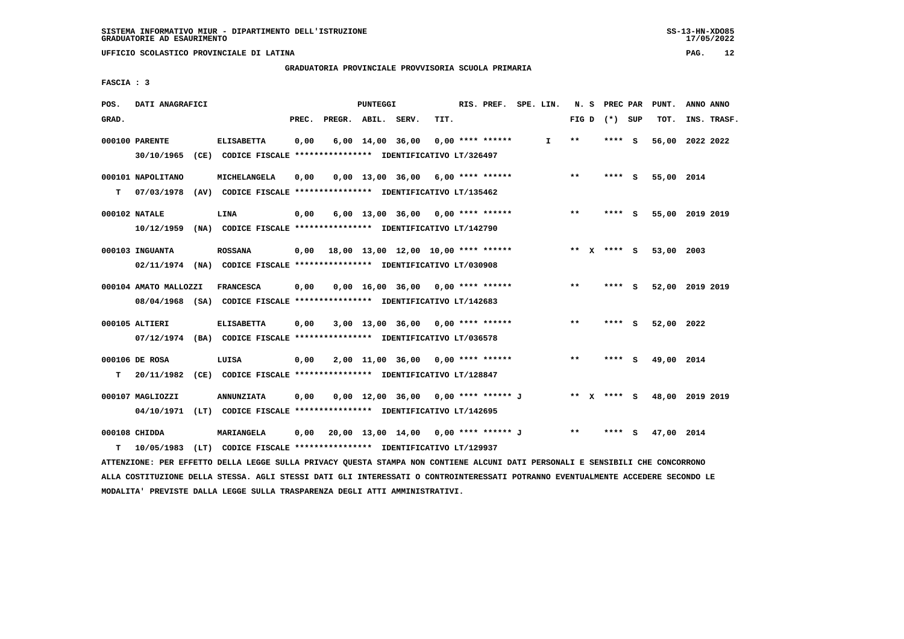SISTEMA INFORMATIVO MIUR - DIPARTIMENTO DELL'ISTRUZIONE
GRADUATORIE AD ESAURIMENTO

UFFICIO SCOLASTICO PROVINCIALE DI LATINA

GRADUATORIA PROVINCIALE PROVVISORIA SCUOLA PRIMARIA

FASCIA : 3

| POS. GRAD. | DATI ANAGRAFICI | | PREC. | PREGR. | ABIL. | SERV. | TIT. | RIS. PREF. | SPE. LIN. | N. S FIG D | PREC PAR (*) | SUP | PUNT. TOT. | ANNO ANNO INS. TRASF. |
|---|---|---|---|---|---|---|---|---|---|---|---|---|---|---|
| 000100 | PARENTE | ELISABETTA | 0,00 | 6,00 | 14,00 | 36,00 | 0,00 | **** ****** | I | ** | **** | S | 56,00 | 2022 2022 |
| | 30/10/1965 (CE) CODICE FISCALE **************** IDENTIFICATIVO LT/326497 | | | | | | | | | | | | | |
| 000101 | NAPOLITANO | MICHELANGELA | 0,00 | 0,00 | 13,00 | 36,00 | 6,00 | **** ****** | | ** | **** | S | 55,00 | 2014 |
| T | 07/03/1978 (AV) CODICE FISCALE **************** IDENTIFICATIVO LT/135462 | | | | | | | | | | | | | |
| 000102 | NATALE | LINA | 0,00 | 6,00 | 13,00 | 36,00 | 0,00 | **** ****** | | ** | **** | S | 55,00 | 2019 2019 |
| | 10/12/1959 (NA) CODICE FISCALE **************** IDENTIFICATIVO LT/142790 | | | | | | | | | | | | | |
| 000103 | INGUANTA | ROSSANA | 0,00 | 18,00 | 13,00 | 12,00 | 10,00 | **** ****** | | ** X | **** | S | 53,00 | 2003 |
| | 02/11/1974 (NA) CODICE FISCALE **************** IDENTIFICATIVO LT/030908 | | | | | | | | | | | | | |
| 000104 | AMATO MALLOZZI | FRANCESCA | 0,00 | 0,00 | 16,00 | 36,00 | 0,00 | **** ****** | | ** | **** | S | 52,00 | 2019 2019 |
| | 08/04/1968 (SA) CODICE FISCALE **************** IDENTIFICATIVO LT/142683 | | | | | | | | | | | | | |
| 000105 | ALTIERI | ELISABETTA | 0,00 | 3,00 | 13,00 | 36,00 | 0,00 | **** ****** | | ** | **** | S | 52,00 | 2022 |
| | 07/12/1974 (BA) CODICE FISCALE **************** IDENTIFICATIVO LT/036578 | | | | | | | | | | | | | |
| 000106 | DE ROSA | LUISA | 0,00 | 2,00 | 11,00 | 36,00 | 0,00 | **** ****** | | ** | **** | S | 49,00 | 2014 |
| T | 20/11/1982 (CE) CODICE FISCALE **************** IDENTIFICATIVO LT/128847 | | | | | | | | | | | | | |
| 000107 | MAGLIOZZI | ANNUNZIATA | 0,00 | 0,00 | 12,00 | 36,00 | 0,00 | **** ****** J | | ** X | **** | S | 48,00 | 2019 2019 |
| | 04/10/1971 (LT) CODICE FISCALE **************** IDENTIFICATIVO LT/142695 | | | | | | | | | | | | | |
| 000108 | CHIDDA | MARIANGELA | 0,00 | 20,00 | 13,00 | 14,00 | 0,00 | **** ****** J | | ** | **** | S | 47,00 | 2014 |
| T | 10/05/1983 (LT) CODICE FISCALE **************** IDENTIFICATIVO LT/129937 | | | | | | | | | | | | | |

ATTENZIONE: PER EFFETTO DELLA LEGGE SULLA PRIVACY QUESTA STAMPA NON CONTIENE ALCUNI DATI PERSONALI E SENSIBILI CHE CONCORRONO ALLA COSTITUZIONE DELLA STESSA. AGLI STESSI DATI GLI INTERESSATI O CONTROINTERESSATI POTRANNO EVENTUALMENTE ACCEDERE SECONDO LE MODALITA' PREVISTE DALLA LEGGE SULLA TRASPARENZA DEGLI ATTI AMMINISTRATIVI.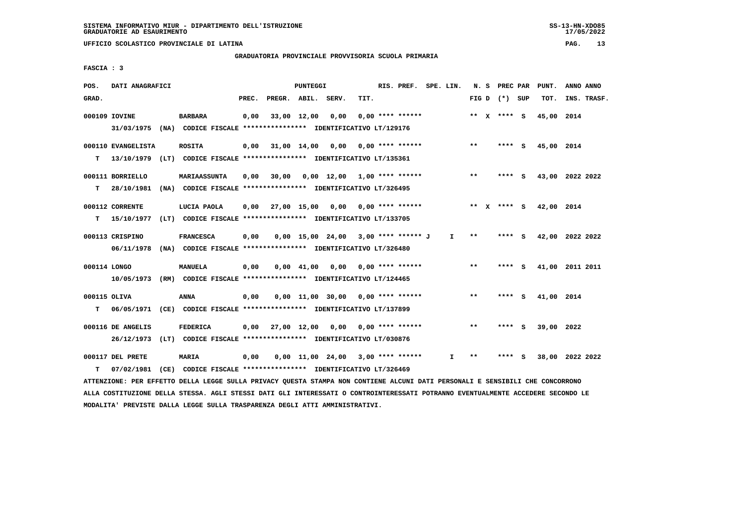SISTEMA INFORMATIVO MIUR - DIPARTIMENTO DELL'ISTRUZIONE
GRADUATORIE AD ESAURIMENTO

UFFICIO SCOLASTICO PROVINCIALE DI LATINA

GRADUATORIA PROVINCIALE PROVVISORIA SCUOLA PRIMARIA

FASCIA : 3

| POS. GRAD. | DATI ANAGRAFICI | | PREC. | PREGR. | ABIL. | SERV. | TIT. | RIS. PREF. | SPE. LIN. | N. S FIG D | PREC PAR (*) | SUP | PUNT. TOT. | ANNO INS. | ANNO TRASF. |
|---|---|---|---|---|---|---|---|---|---|---|---|---|---|---|---|
| 000109 | IOVINE | BARBARA | 0,00 | 33,00 | 12,00 | 0,00 | 0,00 | **** ****** | | ** X | **** | S | 45,00 | 2014 | |
| | 31/03/1975 (NA) CODICE FISCALE **************** IDENTIFICATIVO LT/129176 | | | | | | | | | | | | | | |
| 000110 | EVANGELISTA | ROSITA | 0,00 | 31,00 | 14,00 | 0,00 | 0,00 | **** ****** | | ** | **** | S | 45,00 | 2014 | |
| T | 13/10/1979 (LT) CODICE FISCALE **************** IDENTIFICATIVO LT/135361 | | | | | | | | | | | | | | |
| 000111 | BORRIELLO | MARIAASSUNTA | 0,00 | 30,00 | 0,00 | 12,00 | 1,00 | **** ****** | | ** | **** | S | 43,00 | 2022 | 2022 |
| T | 28/10/1981 (NA) CODICE FISCALE **************** IDENTIFICATIVO LT/326495 | | | | | | | | | | | | | | |
| 000112 | CORRENTE | LUCIA PAOLA | 0,00 | 27,00 | 15,00 | 0,00 | 0,00 | **** ****** | | ** X | **** | S | 42,00 | 2014 | |
| T | 15/10/1977 (LT) CODICE FISCALE **************** IDENTIFICATIVO LT/133705 | | | | | | | | | | | | | | |
| 000113 | CRISPINO | FRANCESCA | 0,00 | 0,00 | 15,00 | 24,00 | 3,00 | **** ****** J | I | ** | **** | S | 42,00 | 2022 | 2022 |
| | 06/11/1978 (NA) CODICE FISCALE **************** IDENTIFICATIVO LT/326480 | | | | | | | | | | | | | | |
| 000114 | LONGO | MANUELA | 0,00 | 0,00 | 41,00 | 0,00 | 0,00 | **** ****** | | ** | **** | S | 41,00 | 2011 | 2011 |
| | 10/05/1973 (RM) CODICE FISCALE **************** IDENTIFICATIVO LT/124465 | | | | | | | | | | | | | | |
| 000115 | OLIVA | ANNA | 0,00 | 0,00 | 11,00 | 30,00 | 0,00 | **** ****** | | ** | **** | S | 41,00 | 2014 | |
| T | 06/05/1971 (CE) CODICE FISCALE **************** IDENTIFICATIVO LT/137899 | | | | | | | | | | | | | | |
| 000116 | DE ANGELIS | FEDERICA | 0,00 | 27,00 | 12,00 | 0,00 | 0,00 | **** ****** | | ** | **** | S | 39,00 | 2022 | |
| | 26/12/1973 (LT) CODICE FISCALE **************** IDENTIFICATIVO LT/030876 | | | | | | | | | | | | | | |
| 000117 | DEL PRETE | MARIA | 0,00 | 0,00 | 11,00 | 24,00 | 3,00 | **** ****** | I | ** | **** | S | 38,00 | 2022 | 2022 |
| T | 07/02/1981 (CE) CODICE FISCALE **************** IDENTIFICATIVO LT/326469 | | | | | | | | | | | | | | |

ATTENZIONE: PER EFFETTO DELLA LEGGE SULLA PRIVACY QUESTA STAMPA NON CONTIENE ALCUNI DATI PERSONALI E SENSIBILI CHE CONCORRONO ALLA COSTITUZIONE DELLA STESSA. AGLI STESSI DATI GLI INTERESSATI O CONTROINTERESSATI POTRANNO EVENTUALMENTE ACCEDERE SECONDO LE MODALITA' PREVISTE DALLA LEGGE SULLA TRASPARENZA DEGLI ATTI AMMINISTRATIVI.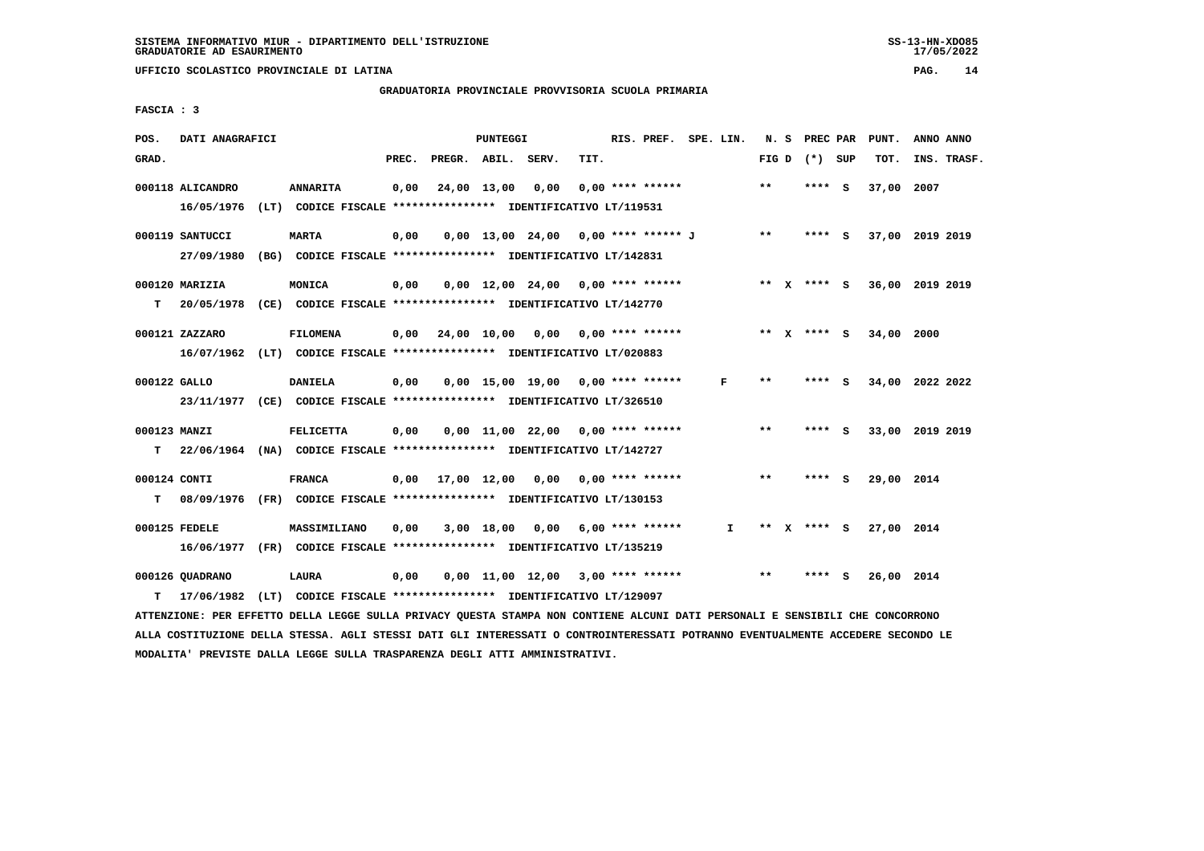SISTEMA INFORMATIVO MIUR - DIPARTIMENTO DELL'ISTRUZIONE
GRADUATORIE AD ESAURIMENTO

UFFICIO SCOLASTICO PROVINCIALE DI LATINA

GRADUATORIA PROVINCIALE PROVVISORIA SCUOLA PRIMARIA

FASCIA : 3

| POS. GRAD. | DATI ANAGRAFICI | | PREC. | PREGR. | ABIL. | SERV. | TIT. | RIS. PREF. | SPE. LIN. | N. S FIG D | PREC PAR (*) SUP | PUNT. TOT. | ANNO ANNO INS. TRASF. |
|---|---|---|---|---|---|---|---|---|---|---|---|---|---|
| 000118 ALICANDRO | ANNARITA | | 0,00 | 24,00 | 13,00 | 0,00 | 0,00 | **** ****** | | ** | **** S | 37,00 | 2007 |
| | 16/05/1976 (LT) CODICE FISCALE **************** IDENTIFICATIVO LT/119531 | | | | | | | | | | | | |
| 000119 SANTUCCI | MARTA | | 0,00 | 0,00 | 13,00 | 24,00 | 0,00 | **** ****** J | | ** | **** S | 37,00 | 2019 2019 |
| | 27/09/1980 (BG) CODICE FISCALE **************** IDENTIFICATIVO LT/142831 | | | | | | | | | | | | |
| 000120 MARIZIA | MONICA | | 0,00 | 0,00 | 12,00 | 24,00 | 0,00 | **** ****** | | ** X | **** S | 36,00 | 2019 2019 |
| T | 20/05/1978 (CE) CODICE FISCALE **************** IDENTIFICATIVO LT/142770 | | | | | | | | | | | | |
| 000121 ZAZZARO | FILOMENA | | 0,00 | 24,00 | 10,00 | 0,00 | 0,00 | **** ****** | | ** X | **** S | 34,00 | 2000 |
| | 16/07/1962 (LT) CODICE FISCALE **************** IDENTIFICATIVO LT/020883 | | | | | | | | | | | | |
| 000122 GALLO | DANIELA | | 0,00 | 0,00 | 15,00 | 19,00 | 0,00 | **** ****** | F | ** | **** S | 34,00 | 2022 2022 |
| | 23/11/1977 (CE) CODICE FISCALE **************** IDENTIFICATIVO LT/326510 | | | | | | | | | | | | |
| 000123 MANZI | FELICETTA | | 0,00 | 0,00 | 11,00 | 22,00 | 0,00 | **** ****** | | ** | **** S | 33,00 | 2019 2019 |
| T | 22/06/1964 (NA) CODICE FISCALE **************** IDENTIFICATIVO LT/142727 | | | | | | | | | | | | |
| 000124 CONTI | FRANCA | | 0,00 | 17,00 | 12,00 | 0,00 | 0,00 | **** ****** | | ** | **** S | 29,00 | 2014 |
| T | 08/09/1976 (FR) CODICE FISCALE **************** IDENTIFICATIVO LT/130153 | | | | | | | | | | | | |
| 000125 FEDELE | MASSIMILIANO | | 0,00 | 3,00 | 18,00 | 0,00 | 6,00 | **** ****** | I | ** X | **** S | 27,00 | 2014 |
| | 16/06/1977 (FR) CODICE FISCALE **************** IDENTIFICATIVO LT/135219 | | | | | | | | | | | | |
| 000126 QUADRANO | LAURA | | 0,00 | 0,00 | 11,00 | 12,00 | 3,00 | **** ****** | | ** | **** S | 26,00 | 2014 |
| T | 17/06/1982 (LT) CODICE FISCALE **************** IDENTIFICATIVO LT/129097 | | | | | | | | | | | | |

ATTENZIONE: PER EFFETTO DELLA LEGGE SULLA PRIVACY QUESTA STAMPA NON CONTIENE ALCUNI DATI PERSONALI E SENSIBILI CHE CONCORRONO ALLA COSTITUZIONE DELLA STESSA. AGLI STESSI DATI GLI INTERESSATI O CONTROINTERESSATI POTRANNO EVENTUALMENTE ACCEDERE SECONDO LE MODALITA' PREVISTE DALLA LEGGE SULLA TRASPARENZA DEGLI ATTI AMMINISTRATIVI.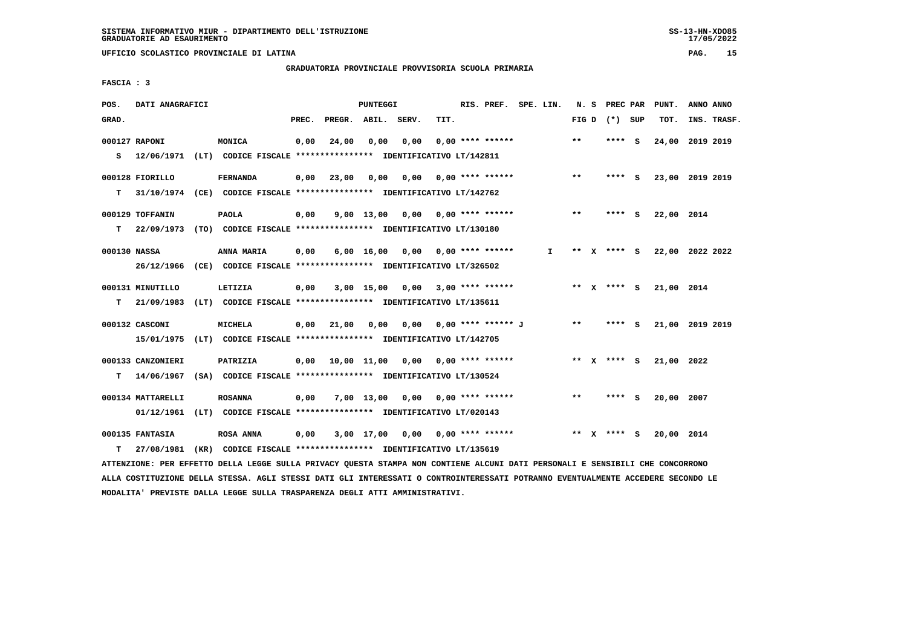SISTEMA INFORMATIVO MIUR - DIPARTIMENTO DELL'ISTRUZIONE
GRADUATORIE AD ESAURIMENTO

UFFICIO SCOLASTICO PROVINCIALE DI LATINA

GRADUATORIA PROVINCIALE PROVVISORIA SCUOLA PRIMARIA

FASCIA : 3

| POS. GRAD. | DATI ANAGRAFICI | | PREC. | PREGR. | ABIL. | SERV. | TIT. | RIS. PREF. | SPE. LIN. | N. S FIG D | PREC PAR (*) SUP | PUNT. TOT. | ANNO ANNO INS. TRASF. |
|---|---|---|---|---|---|---|---|---|---|---|---|---|---|
| 000127 | RAPONI | MONICA | 0,00 | 24,00 | 0,00 | 0,00 | 0,00 | **** ****** | | ** | **** S | 24,00 | 2019 2019 |
| S | 12/06/1971 (LT) | CODICE FISCALE **************** IDENTIFICATIVO LT/142811 | | | | | | | | | | | |
| 000128 | FIORILLO | FERNANDA | 0,00 | 23,00 | 0,00 | 0,00 | 0,00 | **** ****** | | ** | **** S | 23,00 | 2019 2019 |
| T | 31/10/1974 (CE) | CODICE FISCALE **************** IDENTIFICATIVO LT/142762 | | | | | | | | | | | |
| 000129 | TOFFANIN | PAOLA | 0,00 | 9,00 | 13,00 | 0,00 | 0,00 | **** ****** | | ** | **** S | 22,00 | 2014 |
| T | 22/09/1973 (TO) | CODICE FISCALE **************** IDENTIFICATIVO LT/130180 | | | | | | | | | | | |
| 000130 | NASSA | ANNA MARIA | 0,00 | 6,00 | 16,00 | 0,00 | 0,00 | **** ****** | I | ** X | **** S | 22,00 | 2022 2022 |
| | 26/12/1966 (CE) | CODICE FISCALE **************** IDENTIFICATIVO LT/326502 | | | | | | | | | | | |
| 000131 | MINUTILLO | LETIZIA | 0,00 | 3,00 | 15,00 | 0,00 | 3,00 | **** ****** | | ** X | **** S | 21,00 | 2014 |
| T | 21/09/1983 (LT) | CODICE FISCALE **************** IDENTIFICATIVO LT/135611 | | | | | | | | | | | |
| 000132 | CASCONI | MICHELA | 0,00 | 21,00 | 0,00 | 0,00 | 0,00 | **** ****** J | | ** | **** S | 21,00 | 2019 2019 |
| | 15/01/1975 (LT) | CODICE FISCALE **************** IDENTIFICATIVO LT/142705 | | | | | | | | | | | |
| 000133 | CANZONIERI | PATRIZIA | 0,00 | 10,00 | 11,00 | 0,00 | 0,00 | **** ****** | | ** X | **** S | 21,00 | 2022 |
| T | 14/06/1967 (SA) | CODICE FISCALE **************** IDENTIFICATIVO LT/130524 | | | | | | | | | | | |
| 000134 | MATTARELLI | ROSANNA | 0,00 | 7,00 | 13,00 | 0,00 | 0,00 | **** ****** | | ** | **** S | 20,00 | 2007 |
| | 01/12/1961 (LT) | CODICE FISCALE **************** IDENTIFICATIVO LT/020143 | | | | | | | | | | | |
| 000135 | FANTASIA | ROSA ANNA | 0,00 | 3,00 | 17,00 | 0,00 | 0,00 | **** ****** | | ** X | **** S | 20,00 | 2014 |
| T | 27/08/1981 (KR) | CODICE FISCALE **************** IDENTIFICATIVO LT/135619 | | | | | | | | | | | |

ATTENZIONE: PER EFFETTO DELLA LEGGE SULLA PRIVACY QUESTA STAMPA NON CONTIENE ALCUNI DATI PERSONALI E SENSIBILI CHE CONCORRONO ALLA COSTITUZIONE DELLA STESSA. AGLI STESSI DATI GLI INTERESSATI O CONTROINTERESSATI POTRANNO EVENTUALMENTE ACCEDERE SECONDO LE MODALITA' PREVISTE DALLA LEGGE SULLA TRASPARENZA DEGLI ATTI AMMINISTRATIVI.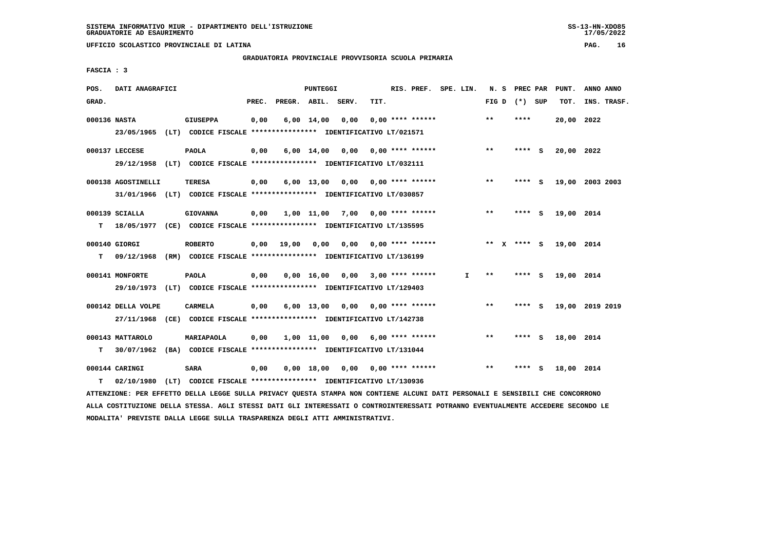SISTEMA INFORMATIVO MIUR - DIPARTIMENTO DELL'ISTRUZIONE
GRADUATORIE AD ESAURIMENTO

UFFICIO SCOLASTICO PROVINCIALE DI LATINA

GRADUATORIA PROVINCIALE PROVVISORIA SCUOLA PRIMARIA

FASCIA : 3

| POS. GRAD. | DATI ANAGRAFICI | | PREC. | PREGR. | ABIL. | SERV. | TIT. | RIS. PREF. | SPE. LIN. | N. S FIG D | PREC PAR (*) SUP | PUNT. TOT. | ANNO ANNO INS. TRASF. |
|---|---|---|---|---|---|---|---|---|---|---|---|---|---|
| 000136 | NASTA | GIUSEPPA | 0,00 | 6,00 | 14,00 | 0,00 | 0,00 | **** ****** | | ** | **** | 20,00 | 2022 |
| | 23/05/1965 (LT) CODICE FISCALE **************** IDENTIFICATIVO LT/021571 | | | | | | | | | | | | |
| 000137 | LECCESE | PAOLA | 0,00 | 6,00 | 14,00 | 0,00 | 0,00 | **** ****** | | ** | **** S | 20,00 | 2022 |
| | 29/12/1958 (LT) CODICE FISCALE **************** IDENTIFICATIVO LT/032111 | | | | | | | | | | | | |
| 000138 | AGOSTINELLI | TERESA | 0,00 | 6,00 | 13,00 | 0,00 | 0,00 | **** ****** | | ** | **** S | 19,00 | 2003 2003 |
| | 31/01/1966 (LT) CODICE FISCALE **************** IDENTIFICATIVO LT/030857 | | | | | | | | | | | | |
| 000139 | SCIALLA | GIOVANNA | 0,00 | 1,00 | 11,00 | 7,00 | 0,00 | **** ****** | | ** | **** S | 19,00 | 2014 |
| T | 18/05/1977 (CE) CODICE FISCALE **************** IDENTIFICATIVO LT/135595 | | | | | | | | | | | | |
| 000140 | GIORGI | ROBERTO | 0,00 | 19,00 | 0,00 | 0,00 | 0,00 | **** ****** | | ** X | **** S | 19,00 | 2014 |
| T | 09/12/1968 (RM) CODICE FISCALE **************** IDENTIFICATIVO LT/136199 | | | | | | | | | | | | |
| 000141 | MONFORTE | PAOLA | 0,00 | 0,00 | 16,00 | 0,00 | 3,00 | **** ****** | I | ** | **** S | 19,00 | 2014 |
| | 29/10/1973 (LT) CODICE FISCALE **************** IDENTIFICATIVO LT/129403 | | | | | | | | | | | | |
| 000142 | DELLA VOLPE | CARMELA | 0,00 | 6,00 | 13,00 | 0,00 | 0,00 | **** ****** | | ** | **** S | 19,00 | 2019 2019 |
| | 27/11/1968 (CE) CODICE FISCALE **************** IDENTIFICATIVO LT/142738 | | | | | | | | | | | | |
| 000143 | MATTAROLO | MARIAPAOLA | 0,00 | 1,00 | 11,00 | 0,00 | 6,00 | **** ****** | | ** | **** S | 18,00 | 2014 |
| T | 30/07/1962 (BA) CODICE FISCALE **************** IDENTIFICATIVO LT/131044 | | | | | | | | | | | | |
| 000144 | CARINGI | SARA | 0,00 | 0,00 | 18,00 | 0,00 | 0,00 | **** ****** | | ** | **** S | 18,00 | 2014 |
| T | 02/10/1980 (LT) CODICE FISCALE **************** IDENTIFICATIVO LT/130936 | | | | | | | | | | | | |

ATTENZIONE: PER EFFETTO DELLA LEGGE SULLA PRIVACY QUESTA STAMPA NON CONTIENE ALCUNI DATI PERSONALI E SENSIBILI CHE CONCORRONO ALLA COSTITUZIONE DELLA STESSA. AGLI STESSI DATI GLI INTERESSATI O CONTROINTERESSATI POTRANNO EVENTUALMENTE ACCEDERE SECONDO LE MODALITA' PREVISTE DALLA LEGGE SULLA TRASPARENZA DEGLI ATTI AMMINISTRATIVI.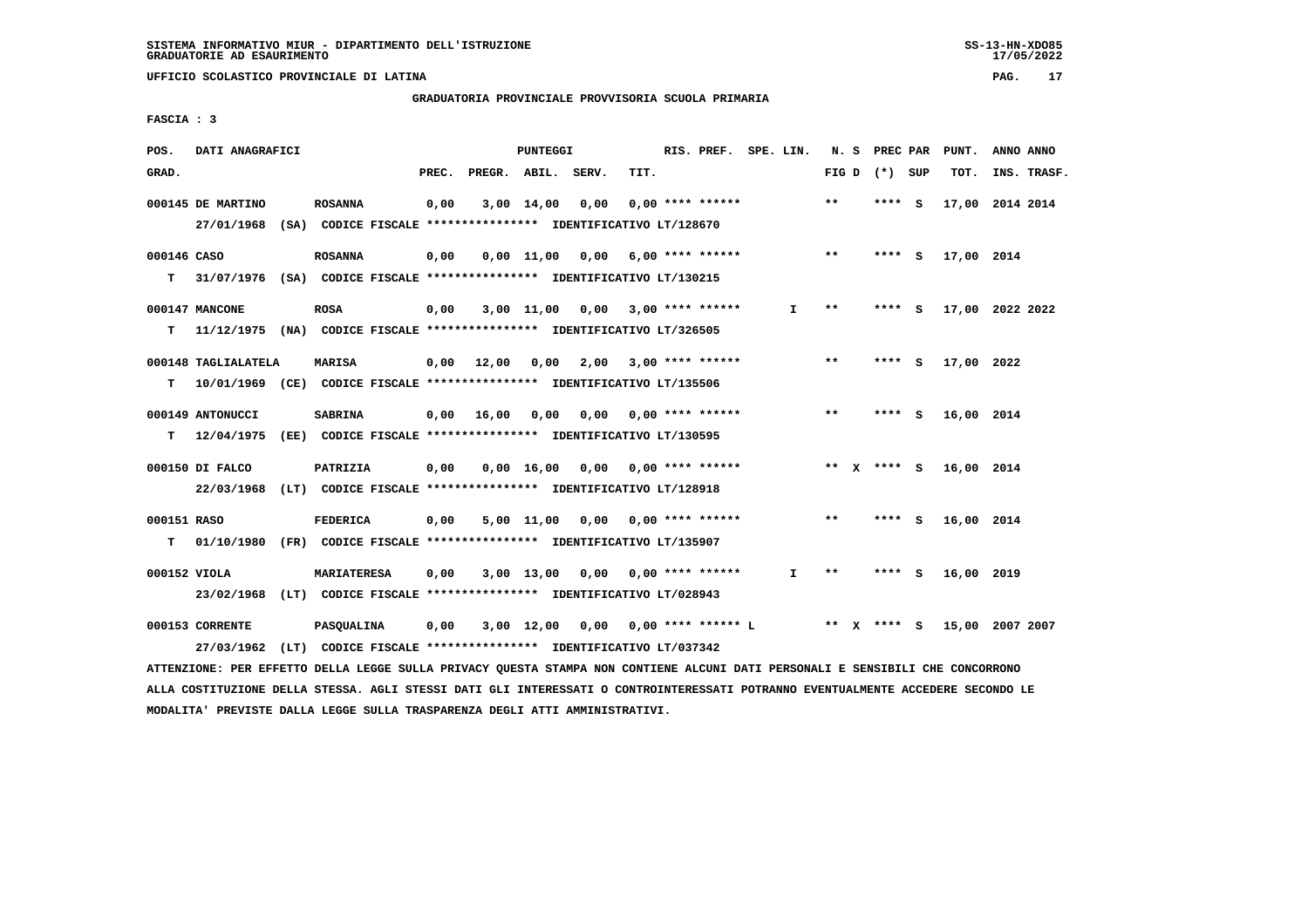SISTEMA INFORMATIVO MIUR - DIPARTIMENTO DELL'ISTRUZIONE
GRADUATORIE AD ESAURIMENTO

UFFICIO SCOLASTICO PROVINCIALE DI LATINA

GRADUATORIA PROVINCIALE PROVVISORIA SCUOLA PRIMARIA

FASCIA : 3

| POS. GRAD. | DATI ANAGRAFICI | | PREC. | PREGR. | ABIL. | SERV. | TIT. | RIS. PREF. | SPE. LIN. | N. S FIG D | PREC PAR (*) SUP | PUNT. TOT. | ANNO ANNO INS. TRASF. |
|---|---|---|---|---|---|---|---|---|---|---|---|---|---|
| 000145 | DE MARTINO | ROSANNA | 0,00 | 3,00 | 14,00 | 0,00 | 0,00 | **** ****** | | ** | **** S | 17,00 | 2014 2014 |
| | 27/01/1968 (SA) CODICE FISCALE **************** IDENTIFICATIVO LT/128670 | | | | | | | | | | | | |
| 000146 | CASO | ROSANNA | 0,00 | 0,00 | 11,00 | 0,00 | 6,00 | **** ****** | | ** | **** S | 17,00 | 2014 |
| T | 31/07/1976 (SA) CODICE FISCALE **************** IDENTIFICATIVO LT/130215 | | | | | | | | | | | | |
| 000147 | MANCONE | ROSA | 0,00 | 3,00 | 11,00 | 0,00 | 3,00 | **** ****** | I | ** | **** S | 17,00 | 2022 2022 |
| T | 11/12/1975 (NA) CODICE FISCALE **************** IDENTIFICATIVO LT/326505 | | | | | | | | | | | | |
| 000148 | TAGLIALATELA | MARISA | 0,00 | 12,00 | 0,00 | 2,00 | 3,00 | **** ****** | | ** | **** S | 17,00 | 2022 |
| T | 10/01/1969 (CE) CODICE FISCALE **************** IDENTIFICATIVO LT/135506 | | | | | | | | | | | | |
| 000149 | ANTONUCCI | SABRINA | 0,00 | 16,00 | 0,00 | 0,00 | 0,00 | **** ****** | | ** | **** S | 16,00 | 2014 |
| T | 12/04/1975 (EE) CODICE FISCALE **************** IDENTIFICATIVO LT/130595 | | | | | | | | | | | | |
| 000150 | DI FALCO | PATRIZIA | 0,00 | 0,00 | 16,00 | 0,00 | 0,00 | **** ****** | | ** X | **** S | 16,00 | 2014 |
| | 22/03/1968 (LT) CODICE FISCALE **************** IDENTIFICATIVO LT/128918 | | | | | | | | | | | | |
| 000151 | RASO | FEDERICA | 0,00 | 5,00 | 11,00 | 0,00 | 0,00 | **** ****** | | ** | **** S | 16,00 | 2014 |
| T | 01/10/1980 (FR) CODICE FISCALE **************** IDENTIFICATIVO LT/135907 | | | | | | | | | | | | |
| 000152 | VIOLA | MARIATERESA | 0,00 | 3,00 | 13,00 | 0,00 | 0,00 | **** ****** | I | ** | **** S | 16,00 | 2019 |
| | 23/02/1968 (LT) CODICE FISCALE **************** IDENTIFICATIVO LT/028943 | | | | | | | | | | | | |
| 000153 | CORRENTE | PASQUALINA | 0,00 | 3,00 | 12,00 | 0,00 | 0,00 | **** ****** L | | ** X | **** S | 15,00 | 2007 2007 |
| | 27/03/1962 (LT) CODICE FISCALE **************** IDENTIFICATIVO LT/037342 | | | | | | | | | | | | |

ATTENZIONE: PER EFFETTO DELLA LEGGE SULLA PRIVACY QUESTA STAMPA NON CONTIENE ALCUNI DATI PERSONALI E SENSIBILI CHE CONCORRONO ALLA COSTITUZIONE DELLA STESSA. AGLI STESSI DATI GLI INTERESSATI O CONTROINTERESSATI POTRANNO EVENTUALMENTE ACCEDERE SECONDO LE MODALITA' PREVISTE DALLA LEGGE SULLA TRASPARENZA DEGLI ATTI AMMINISTRATIVI.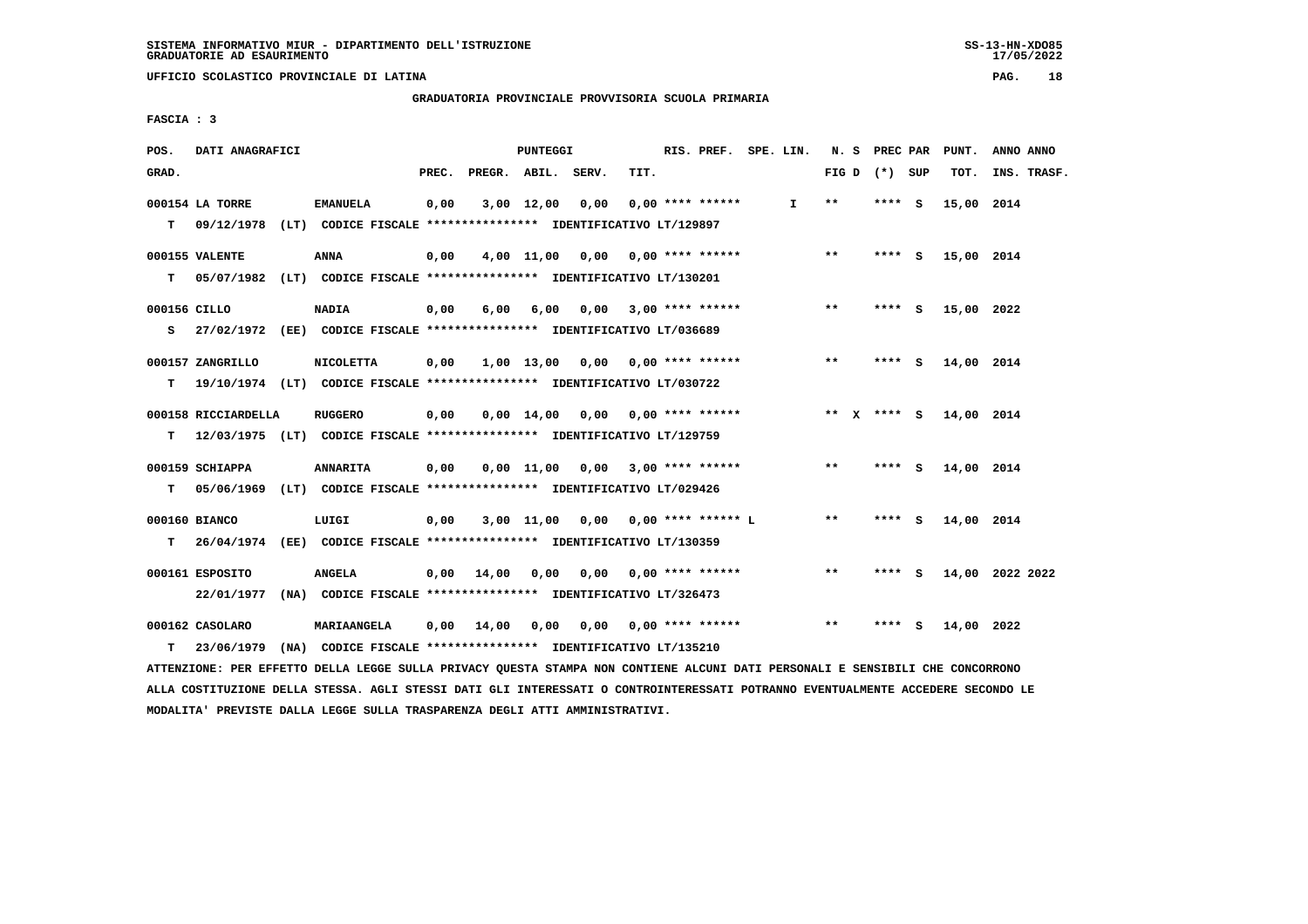SISTEMA INFORMATIVO MIUR - DIPARTIMENTO DELL'ISTRUZIONE
GRADUATORIE AD ESAURIMENTO

UFFICIO SCOLASTICO PROVINCIALE DI LATINA

## GRADUATORIA PROVINCIALE PROVVISORIA SCUOLA PRIMARIA

FASCIA : 3

| POS. GRAD. | DATI ANAGRAFICI | | PREC. | PREGR. | ABIL. | SERV. | TIT. | RIS. PREF. | SPE. LIN. | N. S FIG D | PREC PAR (*) SUP | PUNT. TOT. | ANNO ANNO INS. TRASF. |
|---|---|---|---|---|---|---|---|---|---|---|---|---|---|
| 000154 | LA TORRE | EMANUELA | 0,00 | 3,00 | 12,00 | 0,00 | 0,00 | **** ****** | I | ** | **** S | 15,00 | 2014 |
| T | 09/12/1978 (LT) CODICE FISCALE **************** IDENTIFICATIVO LT/129897 | | | | | | | | | | | | |
| 000155 | VALENTE | ANNA | 0,00 | 4,00 | 11,00 | 0,00 | 0,00 | **** ****** | | ** | **** S | 15,00 | 2014 |
| T | 05/07/1982 (LT) CODICE FISCALE **************** IDENTIFICATIVO LT/130201 | | | | | | | | | | | | |
| 000156 | CILLO | NADIA | 0,00 | 6,00 | 6,00 | 0,00 | 3,00 | **** ****** | | ** | **** S | 15,00 | 2022 |
| S | 27/02/1972 (EE) CODICE FISCALE **************** IDENTIFICATIVO LT/036689 | | | | | | | | | | | | |
| 000157 | ZANGRILLO | NICOLETTA | 0,00 | 1,00 | 13,00 | 0,00 | 0,00 | **** ****** | | ** | **** S | 14,00 | 2014 |
| T | 19/10/1974 (LT) CODICE FISCALE **************** IDENTIFICATIVO LT/030722 | | | | | | | | | | | | |
| 000158 | RICCIARDELLA | RUGGERO | 0,00 | 0,00 | 14,00 | 0,00 | 0,00 | **** ****** | | ** X | **** S | 14,00 | 2014 |
| T | 12/03/1975 (LT) CODICE FISCALE **************** IDENTIFICATIVO LT/129759 | | | | | | | | | | | | |
| 000159 | SCHIAPPA | ANNARITA | 0,00 | 0,00 | 11,00 | 0,00 | 3,00 | **** ****** | | ** | **** S | 14,00 | 2014 |
| T | 05/06/1969 (LT) CODICE FISCALE **************** IDENTIFICATIVO LT/029426 | | | | | | | | | | | | |
| 000160 | BIANCO | LUIGI | 0,00 | 3,00 | 11,00 | 0,00 | 0,00 | **** ****** L | | ** | **** S | 14,00 | 2014 |
| T | 26/04/1974 (EE) CODICE FISCALE **************** IDENTIFICATIVO LT/130359 | | | | | | | | | | | | |
| 000161 | ESPOSITO | ANGELA | 0,00 | 14,00 | 0,00 | 0,00 | 0,00 | **** ****** | | ** | **** S | 14,00 | 2022 2022 |
| | 22/01/1977 (NA) CODICE FISCALE **************** IDENTIFICATIVO LT/326473 | | | | | | | | | | | | |
| 000162 | CASOLARO | MARIAANGELA | 0,00 | 14,00 | 0,00 | 0,00 | 0,00 | **** ****** | | ** | **** S | 14,00 | 2022 |
| T | 23/06/1979 (NA) CODICE FISCALE **************** IDENTIFICATIVO LT/135210 | | | | | | | | | | | | |

ATTENZIONE: PER EFFETTO DELLA LEGGE SULLA PRIVACY QUESTA STAMPA NON CONTIENE ALCUNI DATI PERSONALI E SENSIBILI CHE CONCORRONO ALLA COSTITUZIONE DELLA STESSA. AGLI STESSI DATI GLI INTERESSATI O CONTROINTERESSATI POTRANNO EVENTUALMENTE ACCEDERE SECONDO LE MODALITA' PREVISTE DALLA LEGGE SULLA TRASPARENZA DEGLI ATTI AMMINISTRATIVI.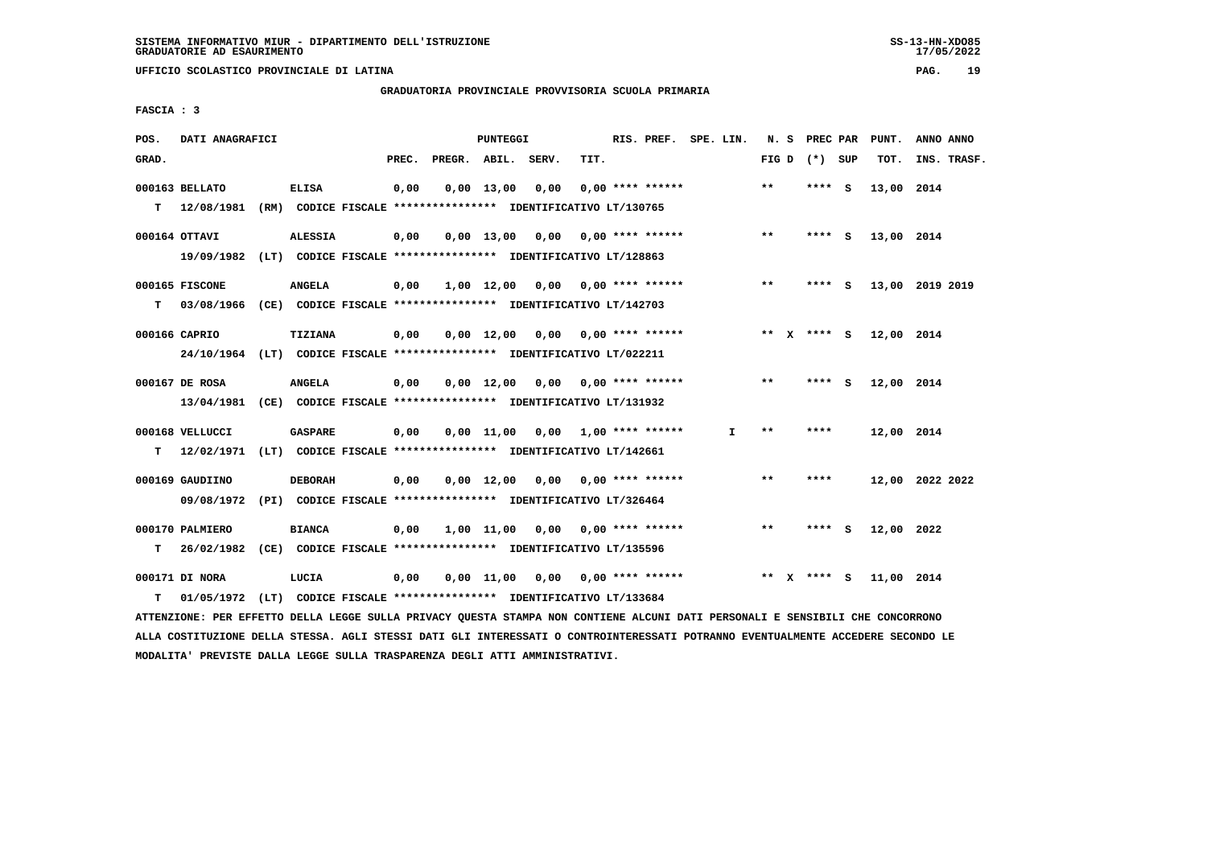SISTEMA INFORMATIVO MIUR - DIPARTIMENTO DELL'ISTRUZIONE
GRADUATORIE AD ESAURIMENTO

UFFICIO SCOLASTICO PROVINCIALE DI LATINA

GRADUATORIA PROVINCIALE PROVVISORIA SCUOLA PRIMARIA

FASCIA : 3

| POS. GRAD. | DATI ANAGRAFICI | | PREC. | PREGR. | ABIL. | SERV. | TIT. | RIS. PREF. | SPE. LIN. | N. S FIG D | PREC PAR (*) SUP | PUNT. TOT. | ANNO ANNO INS. TRASF. |
|---|---|---|---|---|---|---|---|---|---|---|---|---|---|
| 000163 | BELLATO | ELISA | 0,00 | 0,00 | 13,00 | 0,00 | 0,00 | **** ****** | | ** | **** S | 13,00 | 2014 |
| T | 12/08/1981 (RM) CODICE FISCALE **************** IDENTIFICATIVO LT/130765 | | | | | | | | | | | | |
| 000164 | OTTAVI | ALESSIA | 0,00 | 0,00 | 13,00 | 0,00 | 0,00 | **** ****** | | ** | **** S | 13,00 | 2014 |
| | 19/09/1982 (LT) CODICE FISCALE **************** IDENTIFICATIVO LT/128863 | | | | | | | | | | | | |
| 000165 | FISCONE | ANGELA | 0,00 | 1,00 | 12,00 | 0,00 | 0,00 | **** ****** | | ** | **** S | 13,00 | 2019 2019 |
| T | 03/08/1966 (CE) CODICE FISCALE **************** IDENTIFICATIVO LT/142703 | | | | | | | | | | | | |
| 000166 | CAPRIO | TIZIANA | 0,00 | 0,00 | 12,00 | 0,00 | 0,00 | **** ****** | | ** X | **** S | 12,00 | 2014 |
| | 24/10/1964 (LT) CODICE FISCALE **************** IDENTIFICATIVO LT/022211 | | | | | | | | | | | | |
| 000167 | DE ROSA | ANGELA | 0,00 | 0,00 | 12,00 | 0,00 | 0,00 | **** ****** | | ** | **** S | 12,00 | 2014 |
| | 13/04/1981 (CE) CODICE FISCALE **************** IDENTIFICATIVO LT/131932 | | | | | | | | | | | | |
| 000168 | VELLUCCI | GASPARE | 0,00 | 0,00 | 11,00 | 0,00 | 1,00 | **** ****** | I | ** | **** | 12,00 | 2014 |
| T | 12/02/1971 (LT) CODICE FISCALE **************** IDENTIFICATIVO LT/142661 | | | | | | | | | | | | |
| 000169 | GAUDIINO | DEBORAH | 0,00 | 0,00 | 12,00 | 0,00 | 0,00 | **** ****** | | ** | **** | 12,00 | 2022 2022 |
| | 09/08/1972 (PI) CODICE FISCALE **************** IDENTIFICATIVO LT/326464 | | | | | | | | | | | | |
| 000170 | PALMIERO | BIANCA | 0,00 | 1,00 | 11,00 | 0,00 | 0,00 | **** ****** | | ** | **** S | 12,00 | 2022 |
| T | 26/02/1982 (CE) CODICE FISCALE **************** IDENTIFICATIVO LT/135596 | | | | | | | | | | | | |
| 000171 | DI NORA | LUCIA | 0,00 | 0,00 | 11,00 | 0,00 | 0,00 | **** ****** | | ** X | **** S | 11,00 | 2014 |
| T | 01/05/1972 (LT) CODICE FISCALE **************** IDENTIFICATIVO LT/133684 | | | | | | | | | | | | |

ATTENZIONE: PER EFFETTO DELLA LEGGE SULLA PRIVACY QUESTA STAMPA NON CONTIENE ALCUNI DATI PERSONALI E SENSIBILI CHE CONCORRONO ALLA COSTITUZIONE DELLA STESSA. AGLI STESSI DATI GLI INTERESSATI O CONTROINTERESSATI POTRANNO EVENTUALMENTE ACCEDERE SECONDO LE MODALITA' PREVISTE DALLA LEGGE SULLA TRASPARENZA DEGLI ATTI AMMINISTRATIVI.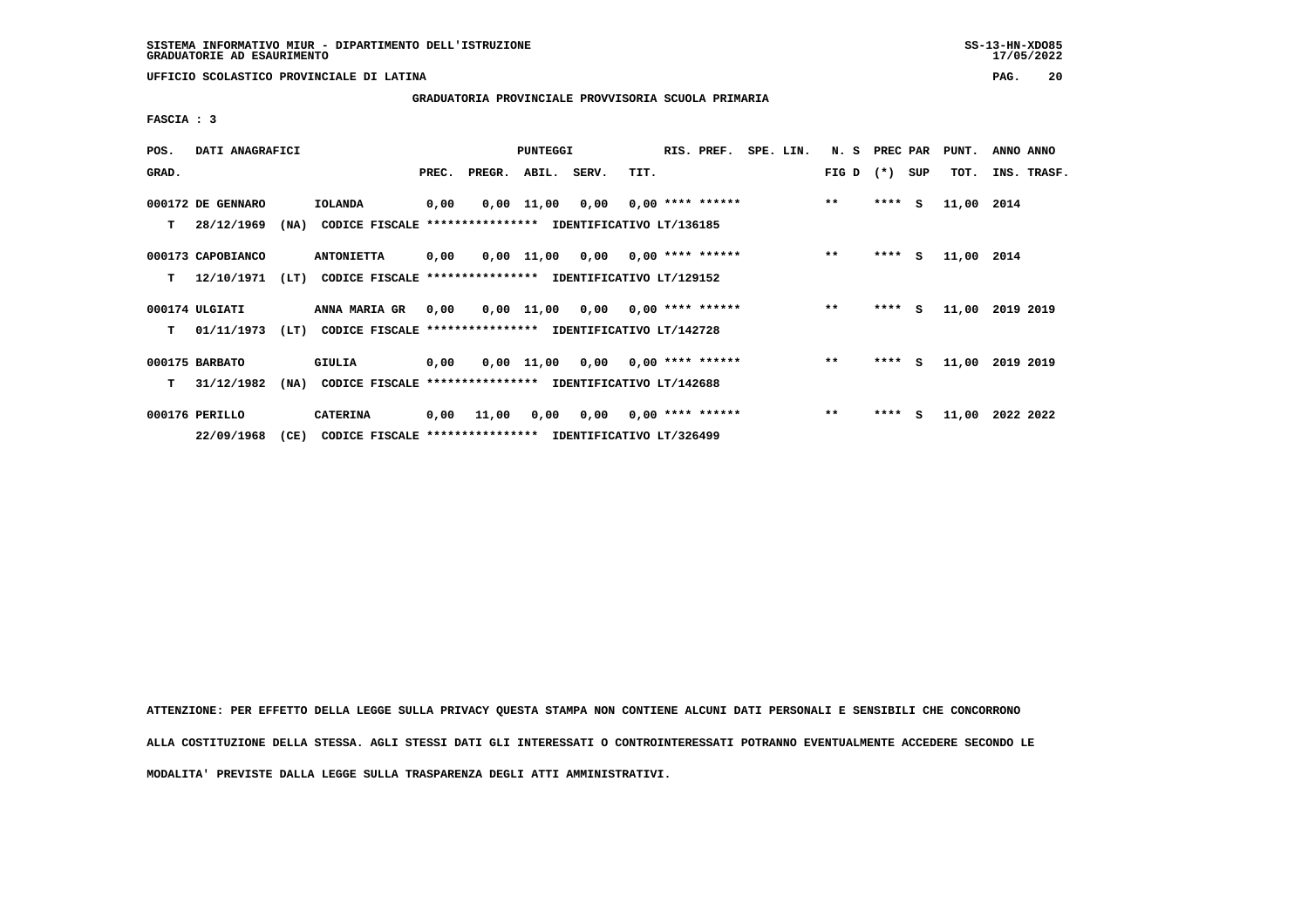UFFICIO SCOLASTICO PROVINCIALE DI LATINA

GRADUATORIA PROVINCIALE PROVVISORIA SCUOLA PRIMARIA

FASCIA : 3

| POS. GRAD. | DATI ANAGRAFICI | | PREC. | PREGR. | ABIL. | SERV. | TIT. | RIS. PREF. | SPE. LIN. | N. S FIG D | PREC PAR (*) | SUP | PUNT. TOT. | ANNO INS. | ANNO TRASF. |
|---|---|---|---|---|---|---|---|---|---|---|---|---|---|---|---|
| 000172 | DE GENNARO | IOLANDA | 0,00 | 0,00 | 11,00 | 0,00 | 0,00 | **** ****** | | ** | **** | S | 11,00 | 2014 | |
| T | 28/12/1969 (NA) | CODICE FISCALE **************** IDENTIFICATIVO LT/136185 | | | | | | | | | | | | | |
| 000173 | CAPOBIANCO | ANTONIETTA | 0,00 | 0,00 | 11,00 | 0,00 | 0,00 | **** ****** | | ** | **** | S | 11,00 | 2014 | |
| T | 12/10/1971 (LT) | CODICE FISCALE **************** IDENTIFICATIVO LT/129152 | | | | | | | | | | | | | |
| 000174 | ULGIATI | ANNA MARIA GR | 0,00 | 0,00 | 11,00 | 0,00 | 0,00 | **** ****** | | ** | **** | S | 11,00 | 2019 | 2019 |
| T | 01/11/1973 (LT) | CODICE FISCALE **************** IDENTIFICATIVO LT/142728 | | | | | | | | | | | | | |
| 000175 | BARBATO | GIULIA | 0,00 | 0,00 | 11,00 | 0,00 | 0,00 | **** ****** | | ** | **** | S | 11,00 | 2019 | 2019 |
| T | 31/12/1982 (NA) | CODICE FISCALE **************** IDENTIFICATIVO LT/142688 | | | | | | | | | | | | | |
| 000176 | PERILLO | CATERINA | 0,00 | 11,00 | 0,00 | 0,00 | 0,00 | **** ****** | | ** | **** | S | 11,00 | 2022 | 2022 |
| | 22/09/1968 (CE) | CODICE FISCALE **************** IDENTIFICATIVO LT/326499 | | | | | | | | | | | | | |

ATTENZIONE: PER EFFETTO DELLA LEGGE SULLA PRIVACY QUESTA STAMPA NON CONTIENE ALCUNI DATI PERSONALI E SENSIBILI CHE CONCORRONO ALLA COSTITUZIONE DELLA STESSA. AGLI STESSI DATI GLI INTERESSATI O CONTROINTERESSATI POTRANNO EVENTUALMENTE ACCEDERE SECONDO LE MODALITA' PREVISTE DALLA LEGGE SULLA TRASPARENZA DEGLI ATTI AMMINISTRATIVI.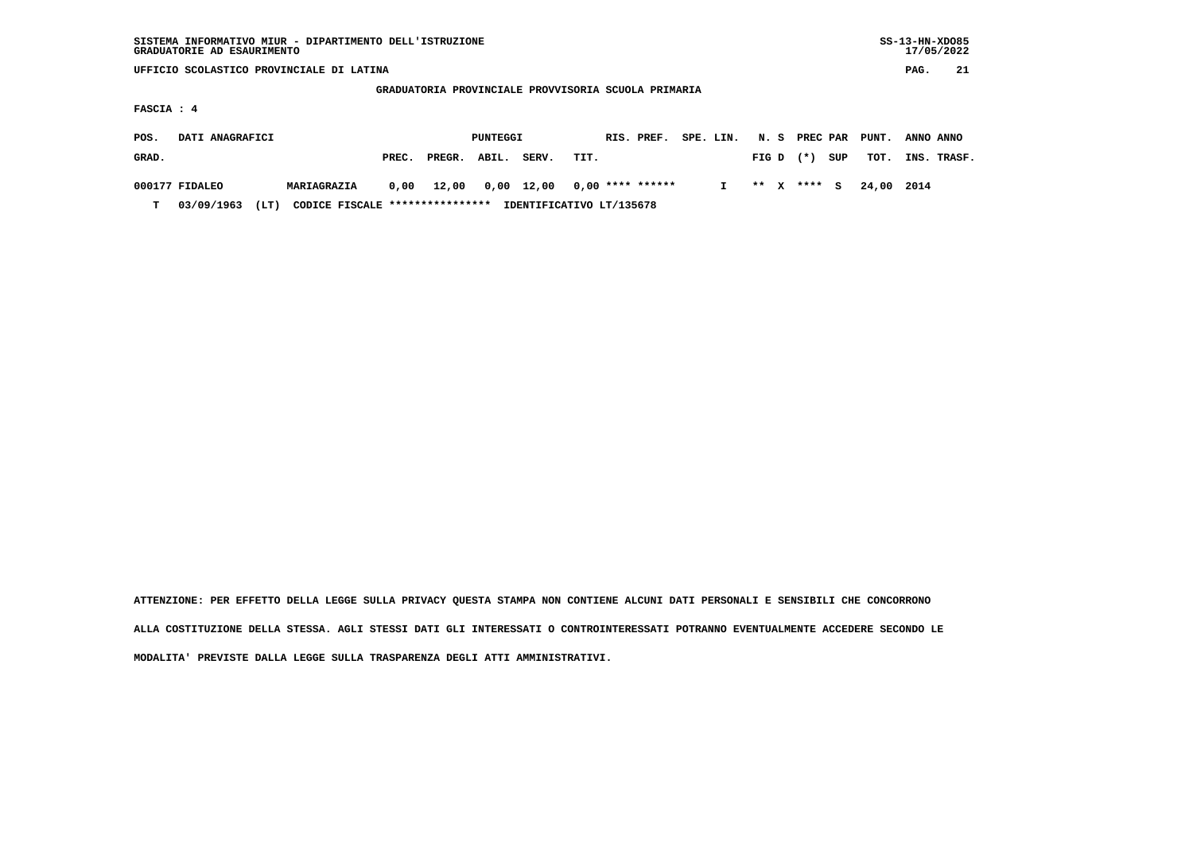SISTEMA INFORMATIVO MIUR - DIPARTIMENTO DELL'ISTRUZIONE
GRADUATORIE AD ESAURIMENTO

UFFICIO SCOLASTICO PROVINCIALE DI LATINA

## GRADUATORIA PROVINCIALE PROVVISORIA SCUOLA PRIMARIA

**FASCIA : 4**

| POS. GRAD. | DATI ANAGRAFICI | | PUNTEGGI PREC. | PREGR. | ABIL. | SERV. | TIT. | RIS. PREF. | SPE. LIN. | N. S FIG D | PREC PAR (*) SUP | PUNT. TOT. | ANNO INS. | ANNO TRASF. |
|---|---|---|---|---|---|---|---|---|---|---|---|---|---|---|
| 000177 | FIDALEO | MARIAGRAZIA | 0,00 | 12,00 | 0,00 | 12,00 | 0,00 | **** ****** | I | ** X | **** S | 24,00 | 2014 | |
| T | 03/09/1963 (LT) | CODICE FISCALE **************** | IDENTIFICATIVO LT/135678 | | | | | | | | | | | |

ATTENZIONE: PER EFFETTO DELLA LEGGE SULLA PRIVACY QUESTA STAMPA NON CONTIENE ALCUNI DATI PERSONALI E SENSIBILI CHE CONCORRONO ALLA COSTITUZIONE DELLA STESSA. AGLI STESSI DATI GLI INTERESSATI O CONTROINTERESSATI POTRANNO EVENTUALMENTE ACCEDERE SECONDO LE MODALITA' PREVISTE DALLA LEGGE SULLA TRASPARENZA DEGLI ATTI AMMINISTRATIVI.